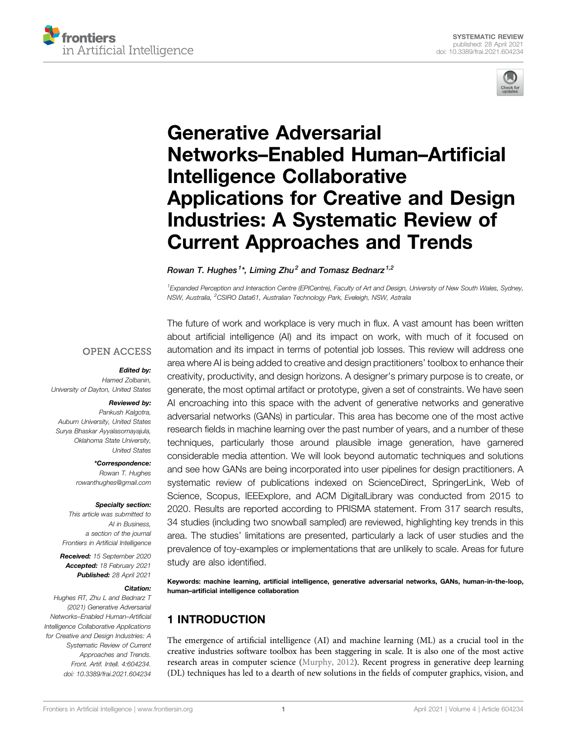# Generative Adversarial Networks–Enabled Human–Artificial Intelligence Collaborative Applications for Creative and Design Industries: A Systematic Review of Current Approaches and Trends

*Rowan T. Hughes[1]\*, Liming Zhu[2] and Tomasz Bednarz[1,2]*

[1]Expanded Perception and Interaction Centre (EPICentre), Faculty of Art and Design, University of New South Wales, Sydney, NSW, Australia, [2]CSIRO Data61, Australian Technology Park, Eveleigh, NSW, Astralia

OPEN ACCESS

**Edited by:**
Hamed Zolbanin,
University of Dayton, United States

**Reviewed by:**
Pankush Kalgotra,
Auburn University, United States
Surya Bhaskar Ayyalasomayajula,
Oklahoma State University,
United States

**\*Correspondence:**
Rowan T. Hughes
rowanthughes@gmail.com

**Specialty section:**
This article was submitted to
AI in Business,
a section of the journal
Frontiers in Artificial Intelligence

**Received:** 15 September 2020
**Accepted:** 18 February 2021
**Published:** 28 April 2021

**Citation:**
Hughes RT, Zhu L and Bednarz T (2021) Generative Adversarial Networks–Enabled Human–Artificial Intelligence Collaborative Applications for Creative and Design Industries: A Systematic Review of Current Approaches and Trends. Front. Artif. Intell. 4:604234. doi: 10.3389/frai.2021.604234

The future of work and workplace is very much in flux. A vast amount has been written about artificial intelligence (AI) and its impact on work, with much of it focused on automation and its impact in terms of potential job losses. This review will address one area where AI is being added to creative and design practitioners' toolbox to enhance their creativity, productivity, and design horizons. A designer's primary purpose is to create, or generate, the most optimal artifact or prototype, given a set of constraints. We have seen AI encroaching into this space with the advent of generative networks and generative adversarial networks (GANs) in particular. This area has become one of the most active research fields in machine learning over the past number of years, and a number of these techniques, particularly those around plausible image generation, have garnered considerable media attention. We will look beyond automatic techniques and solutions and see how GANs are being incorporated into user pipelines for design practitioners. A systematic review of publications indexed on ScienceDirect, SpringerLink, Web of Science, Scopus, IEEExplore, and ACM DigitalLibrary was conducted from 2015 to 2020. Results are reported according to PRISMA statement. From 317 search results, 34 studies (including two snowball sampled) are reviewed, highlighting key trends in this area. The studies' limitations are presented, particularly a lack of user studies and the prevalence of toy-examples or implementations that are unlikely to scale. Areas for future study are also identified.

**Keywords: machine learning, artificial intelligence, generative adversarial networks, GANs, human-in-the-loop, human–artificial intelligence collaboration**

## 1 INTRODUCTION

The emergence of artificial intelligence (AI) and machine learning (ML) as a crucial tool in the creative industries software toolbox has been staggering in scale. It is also one of the most active research areas in computer science (Murphy, 2012). Recent progress in generative deep learning (DL) techniques has led to a dearth of new solutions in the fields of computer graphics, vision, and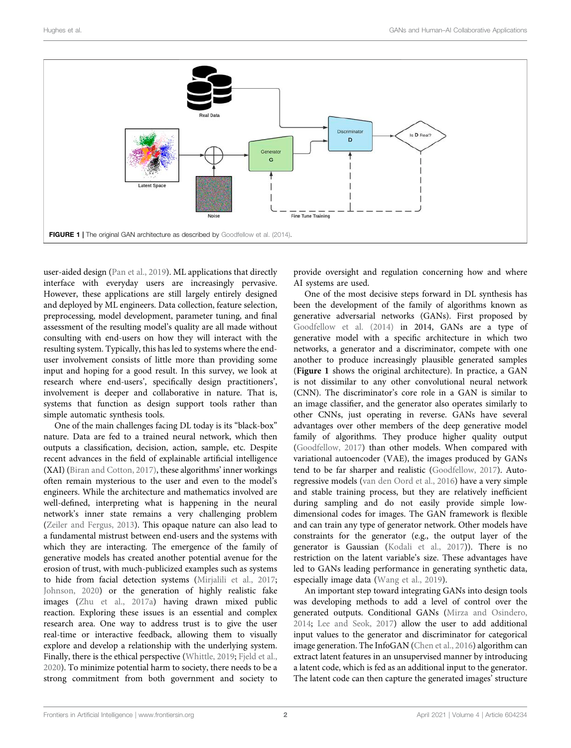FIGURE 1 | The original GAN architecture as described by Goodfellow et al. (2014).

user-aided design (Pan et al., 2019). ML applications that directly interface with everyday users are increasingly pervasive. However, these applications are still largely entirely designed and deployed by ML engineers. Data collection, feature selection, preprocessing, model development, parameter tuning, and final assessment of the resulting model's quality are all made without consulting with end-users on how they will interact with the resulting system. Typically, this has led to systems where the end-user involvement consists of little more than providing some input and hoping for a good result. In this survey, we look at research where end-users', specifically design practitioners', involvement is deeper and collaborative in nature. That is, systems that function as design support tools rather than simple automatic synthesis tools.

One of the main challenges facing DL today is its "black-box" nature. Data are fed to a trained neural network, which then outputs a classification, decision, action, sample, etc. Despite recent advances in the field of explainable artificial intelligence (XAI) (Biran and Cotton, 2017), these algorithms' inner workings often remain mysterious to the user and even to the model's engineers. While the architecture and mathematics involved are well-defined, interpreting what is happening in the neural network's inner state remains a very challenging problem (Zeiler and Fergus, 2013). This opaque nature can also lead to a fundamental mistrust between end-users and the systems with which they are interacting. The emergence of the family of generative models has created another potential avenue for the erosion of trust, with much-publicized examples such as systems to hide from facial detection systems (Mirjalili et al., 2017; Johnson, 2020) or the generation of highly realistic fake images (Zhu et al., 2017a) having drawn mixed public reaction. Exploring these issues is an essential and complex research area. One way to address trust is to give the user real-time or interactive feedback, allowing them to visually explore and develop a relationship with the underlying system. Finally, there is the ethical perspective (Whittle, 2019; Fjeld et al., 2020). To minimize potential harm to society, there needs to be a strong commitment from both government and society to provide oversight and regulation concerning how and where AI systems are used.

One of the most decisive steps forward in DL synthesis has been the development of the family of algorithms known as generative adversarial networks (GANs). First proposed by Goodfellow et al. (2014) in 2014, GANs are a type of generative model with a specific architecture in which two networks, a generator and a discriminator, compete with one another to produce increasingly plausible generated samples (**Figure 1** shows the original architecture). In practice, a GAN is not dissimilar to any other convolutional neural network (CNN). The discriminator's core role in a GAN is similar to an image classifier, and the generator also operates similarly to other CNNs, just operating in reverse. GANs have several advantages over other members of the deep generative model family of algorithms. They produce higher quality output (Goodfellow, 2017) than other models. When compared with variational autoencoder (VAE), the images produced by GANs tend to be far sharper and realistic (Goodfellow, 2017). Auto-regressive models (van den Oord et al., 2016) have a very simple and stable training process, but they are relatively inefficient during sampling and do not easily provide simple low-dimensional codes for images. The GAN framework is flexible and can train any type of generator network. Other models have constraints for the generator (e.g., the output layer of the generator is Gaussian (Kodali et al., 2017)). There is no restriction on the latent variable's size. These advantages have led to GANs leading performance in generating synthetic data, especially image data (Wang et al., 2019).

An important step toward integrating GANs into design tools was developing methods to add a level of control over the generated outputs. Conditional GANs (Mirza and Osindero, 2014; Lee and Seok, 2017) allow the user to add additional input values to the generator and discriminator for categorical image generation. The InfoGAN (Chen et al., 2016) algorithm can extract latent features in an unsupervised manner by introducing a latent code, which is fed as an additional input to the generator. The latent code can then capture the generated images' structure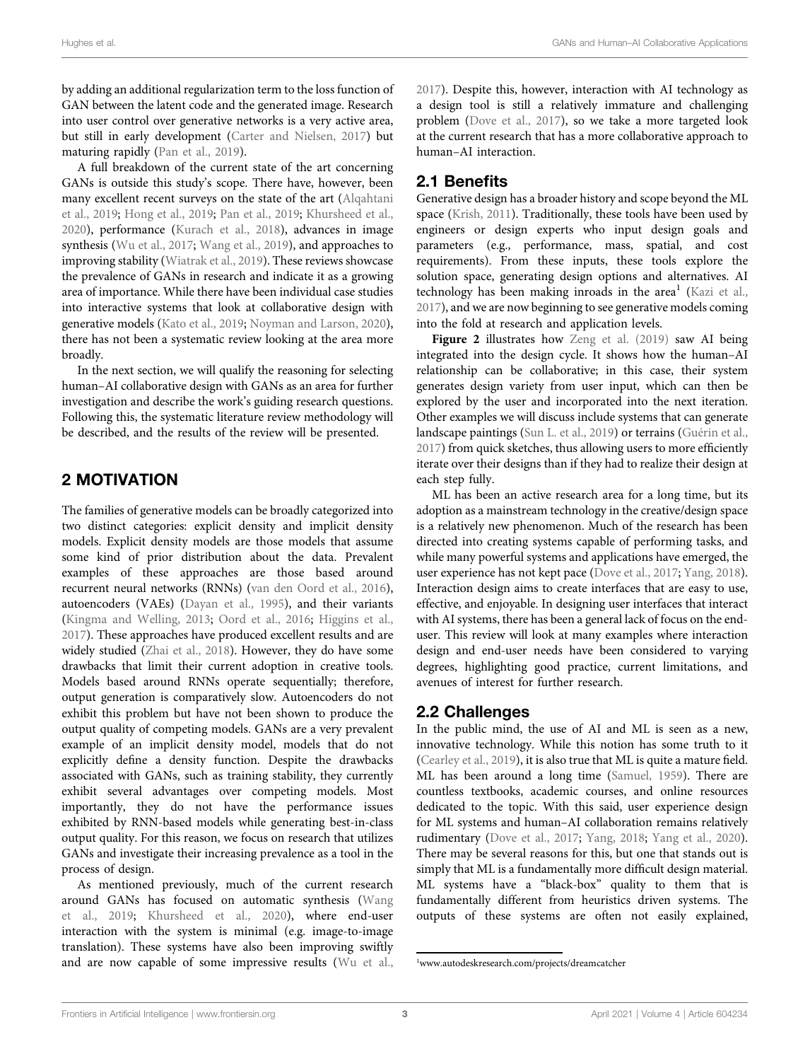by adding an additional regularization term to the loss function of GAN between the latent code and the generated image. Research into user control over generative networks is a very active area, but still in early development (Carter and Nielsen, 2017) but maturing rapidly (Pan et al., 2019).

A full breakdown of the current state of the art concerning GANs is outside this study's scope. There have, however, been many excellent recent surveys on the state of the art (Alqahtani et al., 2019; Hong et al., 2019; Pan et al., 2019; Khursheed et al., 2020), performance (Kurach et al., 2018), advances in image synthesis (Wu et al., 2017; Wang et al., 2019), and approaches to improving stability (Wiatrak et al., 2019). These reviews showcase the prevalence of GANs in research and indicate it as a growing area of importance. While there have been individual case studies into interactive systems that look at collaborative design with generative models (Kato et al., 2019; Noyman and Larson, 2020), there has not been a systematic review looking at the area more broadly.

In the next section, we will qualify the reasoning for selecting human–AI collaborative design with GANs as an area for further investigation and describe the work's guiding research questions. Following this, the systematic literature review methodology will be described, and the results of the review will be presented.

## 2 MOTIVATION

The families of generative models can be broadly categorized into two distinct categories: explicit density and implicit density models. Explicit density models are those models that assume some kind of prior distribution about the data. Prevalent examples of these approaches are those based around recurrent neural networks (RNNs) (van den Oord et al., 2016), autoencoders (VAEs) (Dayan et al., 1995), and their variants (Kingma and Welling, 2013; Oord et al., 2016; Higgins et al., 2017). These approaches have produced excellent results and are widely studied (Zhai et al., 2018). However, they do have some drawbacks that limit their current adoption in creative tools. Models based around RNNs operate sequentially; therefore, output generation is comparatively slow. Autoencoders do not exhibit this problem but have not been shown to produce the output quality of competing models. GANs are a very prevalent example of an implicit density model, models that do not explicitly define a density function. Despite the drawbacks associated with GANs, such as training stability, they currently exhibit several advantages over competing models. Most importantly, they do not have the performance issues exhibited by RNN-based models while generating best-in-class output quality. For this reason, we focus on research that utilizes GANs and investigate their increasing prevalence as a tool in the process of design.

As mentioned previously, much of the current research around GANs has focused on automatic synthesis (Wang et al., 2019; Khursheed et al., 2020), where end-user interaction with the system is minimal (e.g. image-to-image translation). These systems have also been improving swiftly and are now capable of some impressive results (Wu et al., 2017). Despite this, however, interaction with AI technology as a design tool is still a relatively immature and challenging problem (Dove et al., 2017), so we take a more targeted look at the current research that has a more collaborative approach to human–AI interaction.

### 2.1 Benefits

Generative design has a broader history and scope beyond the ML space (Krish, 2011). Traditionally, these tools have been used by engineers or design experts who input design goals and parameters (e.g., performance, mass, spatial, and cost requirements). From these inputs, these tools explore the solution space, generating design options and alternatives. AI technology has been making inroads in the area[1] (Kazi et al., 2017), and we are now beginning to see generative models coming into the fold at research and application levels.

**Figure 2** illustrates how Zeng et al. (2019) saw AI being integrated into the design cycle. It shows how the human–AI relationship can be collaborative; in this case, their system generates design variety from user input, which can then be explored by the user and incorporated into the next iteration. Other examples we will discuss include systems that can generate landscape paintings (Sun L. et al., 2019) or terrains (Guérin et al., 2017) from quick sketches, thus allowing users to more efficiently iterate over their designs than if they had to realize their design at each step fully.

ML has been an active research area for a long time, but its adoption as a mainstream technology in the creative/design space is a relatively new phenomenon. Much of the research has been directed into creating systems capable of performing tasks, and while many powerful systems and applications have emerged, the user experience has not kept pace (Dove et al., 2017; Yang, 2018). Interaction design aims to create interfaces that are easy to use, effective, and enjoyable. In designing user interfaces that interact with AI systems, there has been a general lack of focus on the end-user. This review will look at many examples where interaction design and end-user needs have been considered to varying degrees, highlighting good practice, current limitations, and avenues of interest for further research.

### 2.2 Challenges

In the public mind, the use of AI and ML is seen as a new, innovative technology. While this notion has some truth to it (Cearley et al., 2019), it is also true that ML is quite a mature field. ML has been around a long time (Samuel, 1959). There are countless textbooks, academic courses, and online resources dedicated to the topic. With this said, user experience design for ML systems and human–AI collaboration remains relatively rudimentary (Dove et al., 2017; Yang, 2018; Yang et al., 2020). There may be several reasons for this, but one that stands out is simply that ML is a fundamentally more difficult design material. ML systems have a "black-box" quality to them that is fundamentally different from heuristics driven systems. The outputs of these systems are often not easily explained,

[1] www.autodeskresearch.com/projects/dreamcatcher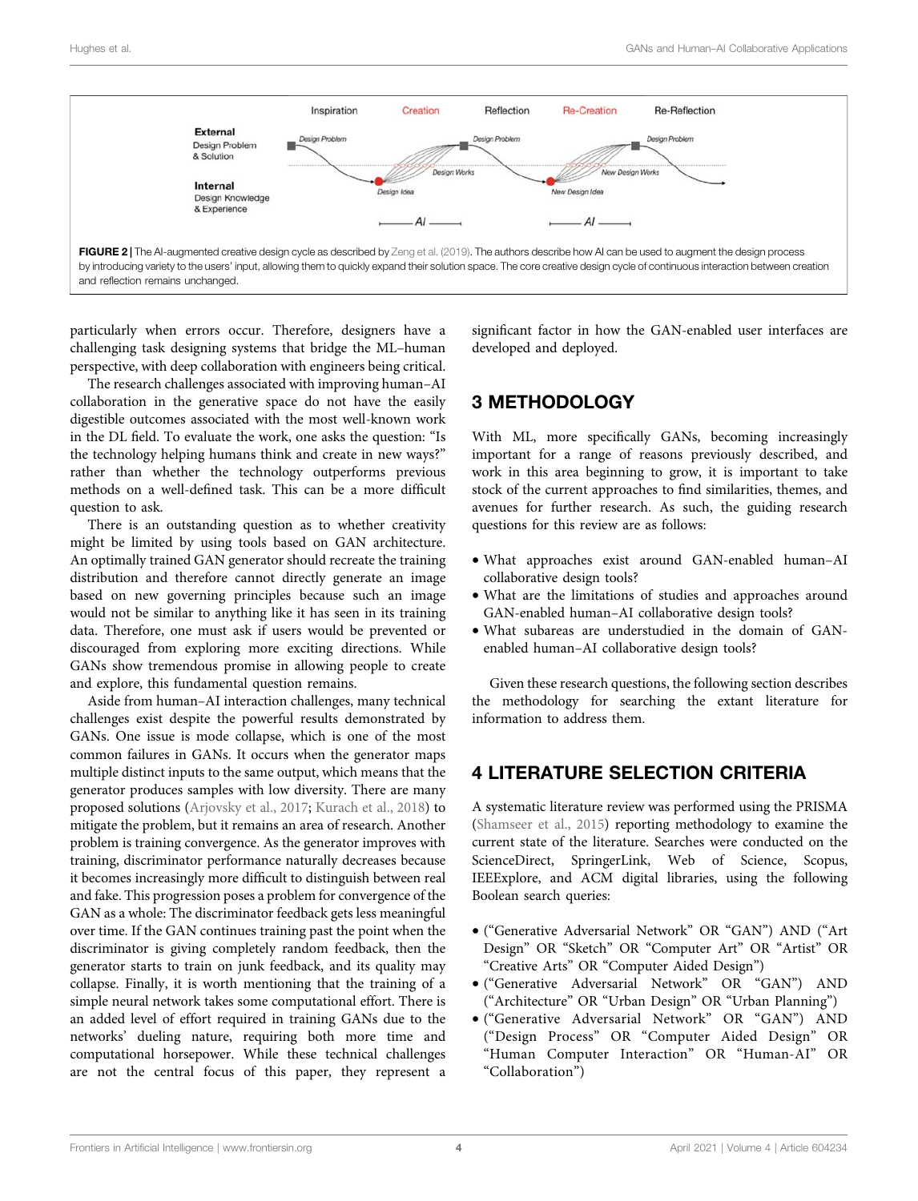FIGURE 2 | The AI-augmented creative design cycle as described by Zeng et al. (2019). The authors describe how AI can be used to augment the design process by introducing variety to the users' input, allowing them to quickly expand their solution space. The core creative design cycle of continuous interaction between creation and reflection remains unchanged.

particularly when errors occur. Therefore, designers have a challenging task designing systems that bridge the ML–human perspective, with deep collaboration with engineers being critical.

The research challenges associated with improving human–AI collaboration in the generative space do not have the easily digestible outcomes associated with the most well-known work in the DL field. To evaluate the work, one asks the question: "Is the technology helping humans think and create in new ways?" rather than whether the technology outperforms previous methods on a well-defined task. This can be a more difficult question to ask.

There is an outstanding question as to whether creativity might be limited by using tools based on GAN architecture. An optimally trained GAN generator should recreate the training distribution and therefore cannot directly generate an image based on new governing principles because such an image would not be similar to anything like it has seen in its training data. Therefore, one must ask if users would be prevented or discouraged from exploring more exciting directions. While GANs show tremendous promise in allowing people to create and explore, this fundamental question remains.

Aside from human–AI interaction challenges, many technical challenges exist despite the powerful results demonstrated by GANs. One issue is mode collapse, which is one of the most common failures in GANs. It occurs when the generator maps multiple distinct inputs to the same output, which means that the generator produces samples with low diversity. There are many proposed solutions (Arjovsky et al., 2017; Kurach et al., 2018) to mitigate the problem, but it remains an area of research. Another problem is training convergence. As the generator improves with training, discriminator performance naturally decreases because it becomes increasingly more difficult to distinguish between real and fake. This progression poses a problem for convergence of the GAN as a whole: The discriminator feedback gets less meaningful over time. If the GAN continues training past the point when the discriminator is giving completely random feedback, then the generator starts to train on junk feedback, and its quality may collapse. Finally, it is worth mentioning that the training of a simple neural network takes some computational effort. There is an added level of effort required in training GANs due to the networks' dueling nature, requiring both more time and computational horsepower. While these technical challenges are not the central focus of this paper, they represent a significant factor in how the GAN-enabled user interfaces are developed and deployed.

## 3 METHODOLOGY

With ML, more specifically GANs, becoming increasingly important for a range of reasons previously described, and work in this area beginning to grow, it is important to take stock of the current approaches to find similarities, themes, and avenues for further research. As such, the guiding research questions for this review are as follows:

- What approaches exist around GAN-enabled human–AI collaborative design tools?
- What are the limitations of studies and approaches around GAN-enabled human–AI collaborative design tools?
- What subareas are understudied in the domain of GAN-enabled human–AI collaborative design tools?

Given these research questions, the following section describes the methodology for searching the extant literature for information to address them.

## 4 LITERATURE SELECTION CRITERIA

A systematic literature review was performed using the PRISMA (Shamseer et al., 2015) reporting methodology to examine the current state of the literature. Searches were conducted on the ScienceDirect, SpringerLink, Web of Science, Scopus, IEEExplore, and ACM digital libraries, using the following Boolean search queries:

- ("Generative Adversarial Network" OR "GAN") AND ("Art Design" OR "Sketch" OR "Computer Art" OR "Artist" OR "Creative Arts" OR "Computer Aided Design")
- ("Generative Adversarial Network" OR "GAN") AND ("Architecture" OR "Urban Design" OR "Urban Planning")
- ("Generative Adversarial Network" OR "GAN") AND ("Design Process" OR "Computer Aided Design" OR "Human Computer Interaction" OR "Human-AI" OR "Collaboration")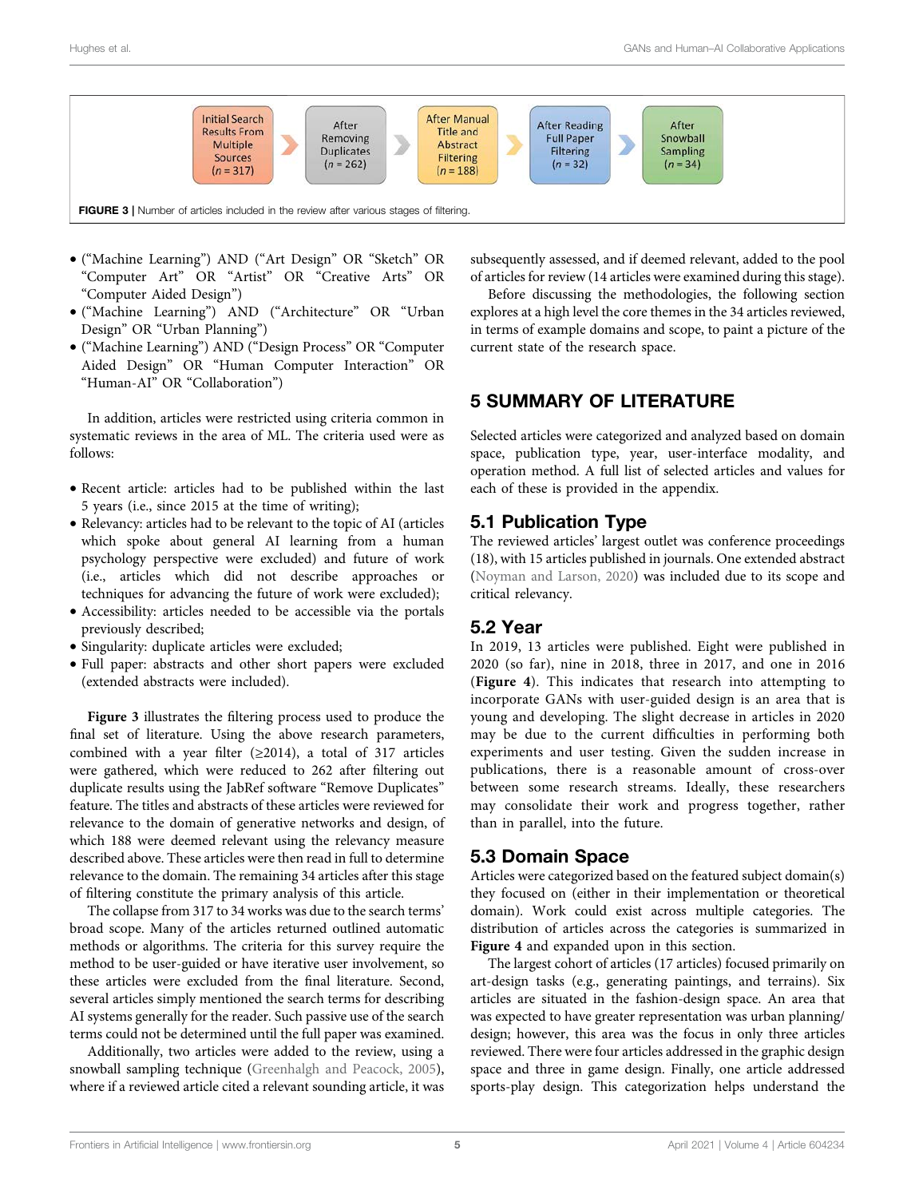Initial Search Results From Multiple Sources ($n$ = 317) → After Removing Duplicates ($n$ = 262) → After Manual Title and Abstract Filtering ($n$ = 188) → After Reading Full Paper Filtering ($n$ = 32) → After Snowball Sampling ($n$ = 34)

**FIGURE 3** | Number of articles included in the review after various stages of filtering.

- ("Machine Learning") AND ("Art Design" OR "Sketch" OR "Computer Art" OR "Artist" OR "Creative Arts" OR "Computer Aided Design")
- ("Machine Learning") AND ("Architecture" OR "Urban Design" OR "Urban Planning")
- ("Machine Learning") AND ("Design Process" OR "Computer Aided Design" OR "Human Computer Interaction" OR "Human-AI" OR "Collaboration")

In addition, articles were restricted using criteria common in systematic reviews in the area of ML. The criteria used were as follows:

- Recent article: articles had to be published within the last 5 years (i.e., since 2015 at the time of writing);
- Relevancy: articles had to be relevant to the topic of AI (articles which spoke about general AI learning from a human psychology perspective were excluded) and future of work (i.e., articles which did not describe approaches or techniques for advancing the future of work were excluded);
- Accessibility: articles needed to be accessible via the portals previously described;
- Singularity: duplicate articles were excluded;
- Full paper: abstracts and other short papers were excluded (extended abstracts were included).

**Figure 3** illustrates the filtering process used to produce the final set of literature. Using the above research parameters, combined with a year filter (≥2014), a total of 317 articles were gathered, which were reduced to 262 after filtering out duplicate results using the JabRef software "Remove Duplicates" feature. The titles and abstracts of these articles were reviewed for relevance to the domain of generative networks and design, of which 188 were deemed relevant using the relevancy measure described above. These articles were then read in full to determine relevance to the domain. The remaining 34 articles after this stage of filtering constitute the primary analysis of this article.

The collapse from 317 to 34 works was due to the search terms' broad scope. Many of the articles returned outlined automatic methods or algorithms. The criteria for this survey require the method to be user-guided or have iterative user involvement, so these articles were excluded from the final literature. Second, several articles simply mentioned the search terms for describing AI systems generally for the reader. Such passive use of the search terms could not be determined until the full paper was examined.

Additionally, two articles were added to the review, using a snowball sampling technique (Greenhalgh and Peacock, 2005), where if a reviewed article cited a relevant sounding article, it was subsequently assessed, and if deemed relevant, added to the pool of articles for review (14 articles were examined during this stage).

Before discussing the methodologies, the following section explores at a high level the core themes in the 34 articles reviewed, in terms of example domains and scope, to paint a picture of the current state of the research space.

## 5 SUMMARY OF LITERATURE

Selected articles were categorized and analyzed based on domain space, publication type, year, user-interface modality, and operation method. A full list of selected articles and values for each of these is provided in the appendix.

### 5.1 Publication Type

The reviewed articles' largest outlet was conference proceedings (18), with 15 articles published in journals. One extended abstract (Noyman and Larson, 2020) was included due to its scope and critical relevancy.

### 5.2 Year

In 2019, 13 articles were published. Eight were published in 2020 (so far), nine in 2018, three in 2017, and one in 2016 (**Figure 4**). This indicates that research into attempting to incorporate GANs with user-guided design is an area that is young and developing. The slight decrease in articles in 2020 may be due to the current difficulties in performing both experiments and user testing. Given the sudden increase in publications, there is a reasonable amount of cross-over between some research streams. Ideally, these researchers may consolidate their work and progress together, rather than in parallel, into the future.

### 5.3 Domain Space

Articles were categorized based on the featured subject domain(s) they focused on (either in their implementation or theoretical domain). Work could exist across multiple categories. The distribution of articles across the categories is summarized in **Figure 4** and expanded upon in this section.

The largest cohort of articles (17 articles) focused primarily on art-design tasks (e.g., generating paintings, and terrains). Six articles are situated in the fashion-design space. An area that was expected to have greater representation was urban planning/design; however, this area was the focus in only three articles reviewed. There were four articles addressed in the graphic design space and three in game design. Finally, one article addressed sports-play design. This categorization helps understand the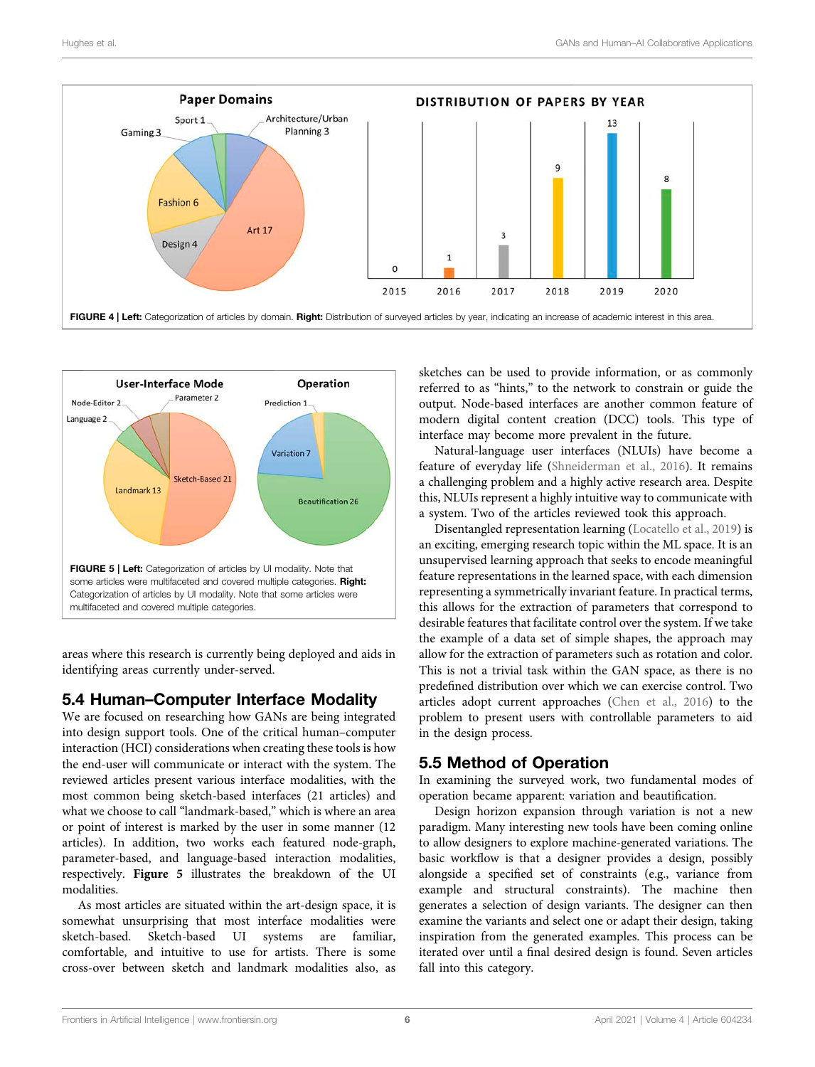FIGURE 4 | **Left:** Categorization of articles by domain. **Right:** Distribution of surveyed articles by year, indicating an increase of academic interest in this area.

FIGURE 5 | **Left:** Categorization of articles by UI modality. Note that some articles were multifaceted and covered multiple categories. **Right:** Categorization of articles by UI modality. Note that some articles were multifaceted and covered multiple categories.

areas where this research is currently being deployed and aids in identifying areas currently under-served.

## 5.4 Human–Computer Interface Modality

We are focused on researching how GANs are being integrated into design support tools. One of the critical human–computer interaction (HCI) considerations when creating these tools is how the end-user will communicate or interact with the system. The reviewed articles present various interface modalities, with the most common being sketch-based interfaces (21 articles) and what we choose to call "landmark-based," which is where an area or point of interest is marked by the user in some manner (12 articles). In addition, two works each featured node-graph, parameter-based, and language-based interaction modalities, respectively. **Figure 5** illustrates the breakdown of the UI modalities.

As most articles are situated within the art-design space, it is somewhat unsurprising that most interface modalities were sketch-based. Sketch-based UI systems are familiar, comfortable, and intuitive to use for artists. There is some cross-over between sketch and landmark modalities also, as sketches can be used to provide information, or as commonly referred to as "hints," to the network to constrain or guide the output. Node-based interfaces are another common feature of modern digital content creation (DCC) tools. This type of interface may become more prevalent in the future.

Natural-language user interfaces (NLUIs) have become a feature of everyday life (Shneiderman et al., 2016). It remains a challenging problem and a highly active research area. Despite this, NLUIs represent a highly intuitive way to communicate with a system. Two of the articles reviewed took this approach.

Disentangled representation learning (Locatello et al., 2019) is an exciting, emerging research topic within the ML space. It is an unsupervised learning approach that seeks to encode meaningful feature representations in the learned space, with each dimension representing a symmetrically invariant feature. In practical terms, this allows for the extraction of parameters that correspond to desirable features that facilitate control over the system. If we take the example of a data set of simple shapes, the approach may allow for the extraction of parameters such as rotation and color. This is not a trivial task within the GAN space, as there is no predefined distribution over which we can exercise control. Two articles adopt current approaches (Chen et al., 2016) to the problem to present users with controllable parameters to aid in the design process.

## 5.5 Method of Operation

In examining the surveyed work, two fundamental modes of operation became apparent: variation and beautification.

Design horizon expansion through variation is not a new paradigm. Many interesting new tools have been coming online to allow designers to explore machine-generated variations. The basic workflow is that a designer provides a design, possibly alongside a specified set of constraints (e.g., variance from example and structural constraints). The machine then generates a selection of design variants. The designer can then examine the variants and select one or adapt their design, taking inspiration from the generated examples. This process can be iterated over until a final desired design is found. Seven articles fall into this category.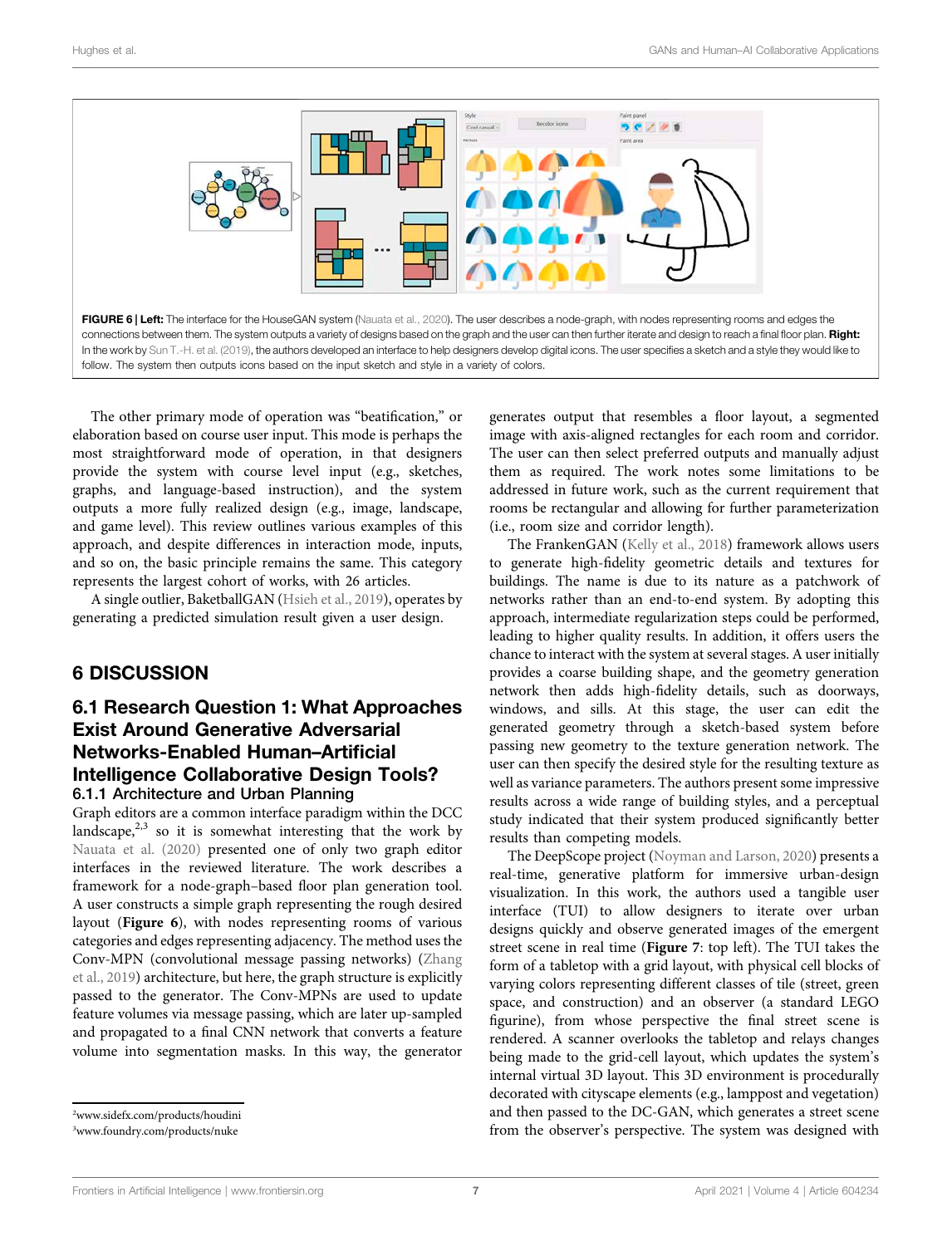**FIGURE 6 | Left:** The interface for the HouseGAN system (Nauata et al., 2020). The user describes a node-graph, with nodes representing rooms and edges the connections between them. The system outputs a variety of designs based on the graph and the user can then further iterate and design to reach a final floor plan. **Right:** In the work by Sun T.-H. et al. (2019), the authors developed an interface to help designers develop digital icons. The user specifies a sketch and a style they would like to follow. The system then outputs icons based on the input sketch and style in a variety of colors.

The other primary mode of operation was "beatification," or elaboration based on course user input. This mode is perhaps the most straightforward mode of operation, in that designers provide the system with course level input (e.g., sketches, graphs, and language-based instruction), and the system outputs a more fully realized design (e.g., image, landscape, and game level). This review outlines various examples of this approach, and despite differences in interaction mode, inputs, and so on, the basic principle remains the same. This category represents the largest cohort of works, with 26 articles.

A single outlier, BaketballGAN (Hsieh et al., 2019), operates by generating a predicted simulation result given a user design.

# 6 DISCUSSION

## 6.1 Research Question 1: What Approaches Exist Around Generative Adversarial Networks-Enabled Human–Artificial Intelligence Collaborative Design Tools?

### 6.1.1 Architecture and Urban Planning

Graph editors are a common interface paradigm within the DCC landscape,[2,3] so it is somewhat interesting that the work by Nauata et al. (2020) presented one of only two graph editor interfaces in the reviewed literature. The work describes a framework for a node-graph–based floor plan generation tool. A user constructs a simple graph representing the rough desired layout (**Figure 6**), with nodes representing rooms of various categories and edges representing adjacency. The method uses the Conv-MPN (convolutional message passing networks) (Zhang et al., 2019) architecture, but here, the graph structure is explicitly passed to the generator. The Conv-MPNs are used to update feature volumes via message passing, which are later up-sampled and propagated to a final CNN network that converts a feature volume into segmentation masks. In this way, the generator generates output that resembles a floor layout, a segmented image with axis-aligned rectangles for each room and corridor. The user can then select preferred outputs and manually adjust them as required. The work notes some limitations to be addressed in future work, such as the current requirement that rooms be rectangular and allowing for further parameterization (i.e., room size and corridor length).

The FrankenGAN (Kelly et al., 2018) framework allows users to generate high-fidelity geometric details and textures for buildings. The name is due to its nature as a patchwork of networks rather than an end-to-end system. By adopting this approach, intermediate regularization steps could be performed, leading to higher quality results. In addition, it offers users the chance to interact with the system at several stages. A user initially provides a coarse building shape, and the geometry generation network then adds high-fidelity details, such as doorways, windows, and sills. At this stage, the user can edit the generated geometry through a sketch-based system before passing new geometry to the texture generation network. The user can then specify the desired style for the resulting texture as well as variance parameters. The authors present some impressive results across a wide range of building styles, and a perceptual study indicated that their system produced significantly better results than competing models.

The DeepScope project (Noyman and Larson, 2020) presents a real-time, generative platform for immersive urban-design visualization. In this work, the authors used a tangible user interface (TUI) to allow designers to iterate over urban designs quickly and observe generated images of the emergent street scene in real time (**Figure 7**: top left). The TUI takes the form of a tabletop with a grid layout, with physical cell blocks of varying colors representing different classes of tile (street, green space, and construction) and an observer (a standard LEGO figurine), from whose perspective the final street scene is rendered. A scanner overlooks the tabletop and relays changes being made to the grid-cell layout, which updates the system's internal virtual 3D layout. This 3D environment is procedurally decorated with cityscape elements (e.g., lamppost and vegetation) and then passed to the DC-GAN, which generates a street scene from the observer's perspective. The system was designed with

[2]www.sidefx.com/products/houdini

[3]www.foundry.com/products/nuke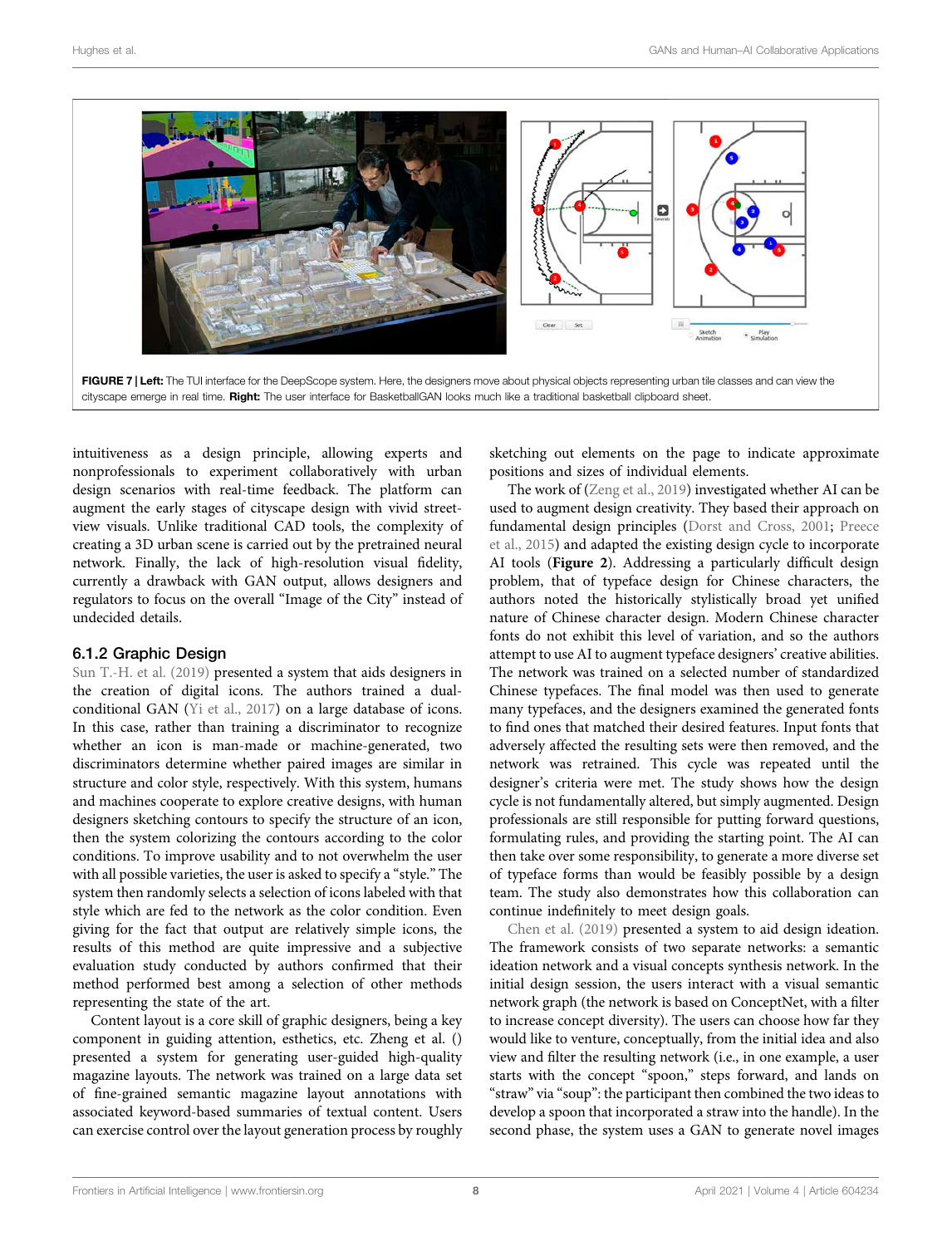FIGURE 7 | **Left:** The TUI interface for the DeepScope system. Here, the designers move about physical objects representing urban tile classes and can view the cityscape emerge in real time. **Right:** The user interface for BasketballGAN looks much like a traditional basketball clipboard sheet.

intuitiveness as a design principle, allowing experts and nonprofessionals to experiment collaboratively with urban design scenarios with real-time feedback. The platform can augment the early stages of cityscape design with vivid street-view visuals. Unlike traditional CAD tools, the complexity of creating a 3D urban scene is carried out by the pretrained neural network. Finally, the lack of high-resolution visual fidelity, currently a drawback with GAN output, allows designers and regulators to focus on the overall "Image of the City" instead of undecided details.

### 6.1.2 Graphic Design

Sun T.-H. et al. (2019) presented a system that aids designers in the creation of digital icons. The authors trained a dual-conditional GAN (Yi et al., 2017) on a large database of icons. In this case, rather than training a discriminator to recognize whether an icon is man-made or machine-generated, two discriminators determine whether paired images are similar in structure and color style, respectively. With this system, humans and machines cooperate to explore creative designs, with human designers sketching contours to specify the structure of an icon, then the system colorizing the contours according to the color conditions. To improve usability and to not overwhelm the user with all possible varieties, the user is asked to specify a "style." The system then randomly selects a selection of icons labeled with that style which are fed to the network as the color condition. Even giving for the fact that output are relatively simple icons, the results of this method are quite impressive and a subjective evaluation study conducted by authors confirmed that their method performed best among a selection of other methods representing the state of the art.

Content layout is a core skill of graphic designers, being a key component in guiding attention, esthetics, etc. Zheng et al. () presented a system for generating user-guided high-quality magazine layouts. The network was trained on a large data set of fine-grained semantic magazine layout annotations with associated keyword-based summaries of textual content. Users can exercise control over the layout generation process by roughly sketching out elements on the page to indicate approximate positions and sizes of individual elements.

The work of (Zeng et al., 2019) investigated whether AI can be used to augment design creativity. They based their approach on fundamental design principles (Dorst and Cross, 2001; Preece et al., 2015) and adapted the existing design cycle to incorporate AI tools (**Figure 2**). Addressing a particularly difficult design problem, that of typeface design for Chinese characters, the authors noted the historically stylistically broad yet unified nature of Chinese character design. Modern Chinese character fonts do not exhibit this level of variation, and so the authors attempt to use AI to augment typeface designers' creative abilities. The network was trained on a selected number of standardized Chinese typefaces. The final model was then used to generate many typefaces, and the designers examined the generated fonts to find ones that matched their desired features. Input fonts that adversely affected the resulting sets were then removed, and the network was retrained. This cycle was repeated until the designer's criteria were met. The study shows how the design cycle is not fundamentally altered, but simply augmented. Design professionals are still responsible for putting forward questions, formulating rules, and providing the starting point. The AI can then take over some responsibility, to generate a more diverse set of typeface forms than would be feasibly possible by a design team. The study also demonstrates how this collaboration can continue indefinitely to meet design goals.

Chen et al. (2019) presented a system to aid design ideation. The framework consists of two separate networks: a semantic ideation network and a visual concepts synthesis network. In the initial design session, the users interact with a visual semantic network graph (the network is based on ConceptNet, with a filter to increase concept diversity). The users can choose how far they would like to venture, conceptually, from the initial idea and also view and filter the resulting network (i.e., in one example, a user starts with the concept "spoon," steps forward, and lands on "straw" via "soup": the participant then combined the two ideas to develop a spoon that incorporated a straw into the handle). In the second phase, the system uses a GAN to generate novel images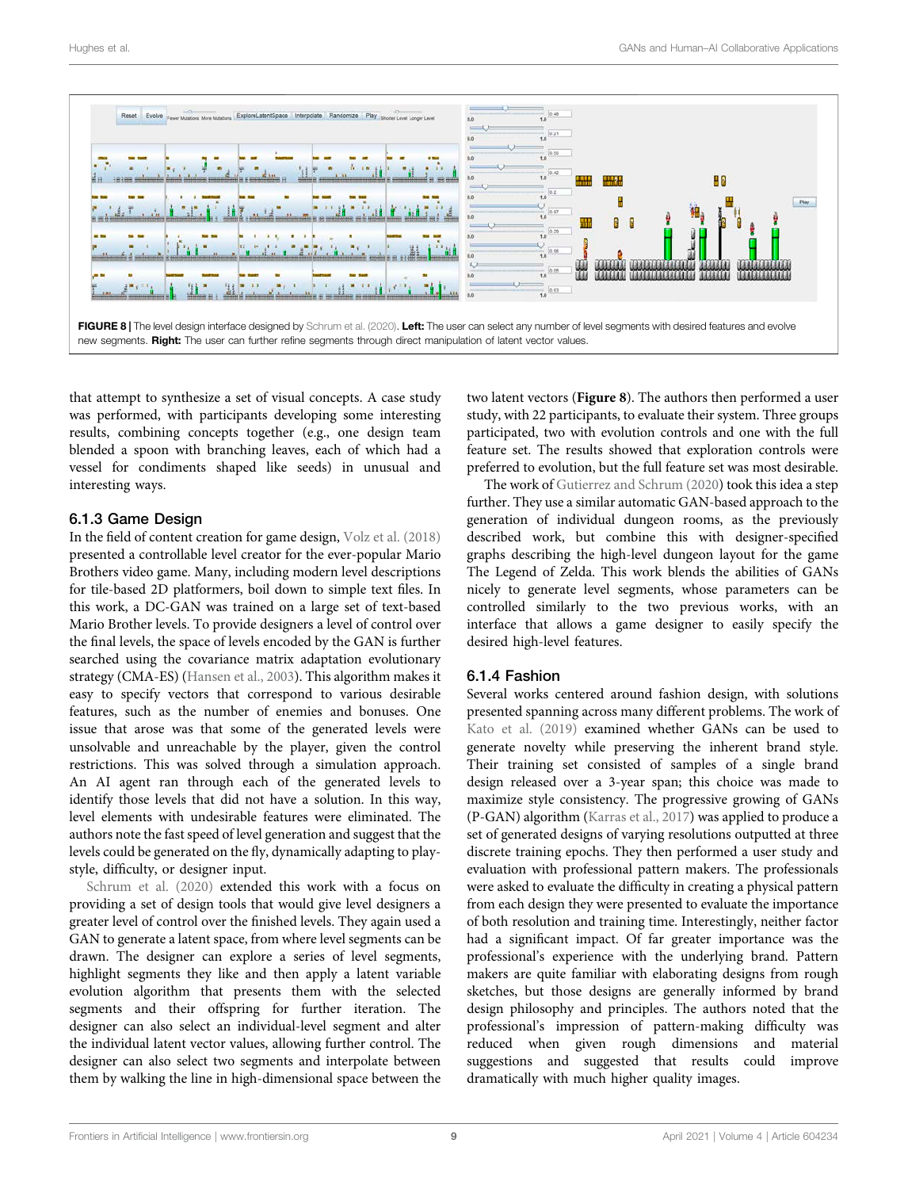FIGURE 8 | The level design interface designed by Schrum et al. (2020). **Left:** The user can select any number of level segments with desired features and evolve new segments. **Right:** The user can further refine segments through direct manipulation of latent vector values.

that attempt to synthesize a set of visual concepts. A case study was performed, with participants developing some interesting results, combining concepts together (e.g., one design team blended a spoon with branching leaves, each of which had a vessel for condiments shaped like seeds) in unusual and interesting ways.

### 6.1.3 Game Design

In the field of content creation for game design, Volz et al. (2018) presented a controllable level creator for the ever-popular Mario Brothers video game. Many, including modern level descriptions for tile-based 2D platformers, boil down to simple text files. In this work, a DC-GAN was trained on a large set of text-based Mario Brother levels. To provide designers a level of control over the final levels, the space of levels encoded by the GAN is further searched using the covariance matrix adaptation evolutionary strategy (CMA-ES) (Hansen et al., 2003). This algorithm makes it easy to specify vectors that correspond to various desirable features, such as the number of enemies and bonuses. One issue that arose was that some of the generated levels were unsolvable and unreachable by the player, given the control restrictions. This was solved through a simulation approach. An AI agent ran through each of the generated levels to identify those levels that did not have a solution. In this way, level elements with undesirable features were eliminated. The authors note the fast speed of level generation and suggest that the levels could be generated on the fly, dynamically adapting to play-style, difficulty, or designer input.

Schrum et al. (2020) extended this work with a focus on providing a set of design tools that would give level designers a greater level of control over the finished levels. They again used a GAN to generate a latent space, from where level segments can be drawn. The designer can explore a series of level segments, highlight segments they like and then apply a latent variable evolution algorithm that presents them with the selected segments and their offspring for further iteration. The designer can also select an individual-level segment and alter the individual latent vector values, allowing further control. The designer can also select two segments and interpolate between them by walking the line in high-dimensional space between the two latent vectors (**Figure 8**). The authors then performed a user study, with 22 participants, to evaluate their system. Three groups participated, two with evolution controls and one with the full feature set. The results showed that exploration controls were preferred to evolution, but the full feature set was most desirable.

The work of Gutierrez and Schrum (2020) took this idea a step further. They use a similar automatic GAN-based approach to the generation of individual dungeon rooms, as the previously described work, but combine this with designer-specified graphs describing the high-level dungeon layout for the game The Legend of Zelda. This work blends the abilities of GANs nicely to generate level segments, whose parameters can be controlled similarly to the two previous works, with an interface that allows a game designer to easily specify the desired high-level features.

### 6.1.4 Fashion

Several works centered around fashion design, with solutions presented spanning across many different problems. The work of Kato et al. (2019) examined whether GANs can be used to generate novelty while preserving the inherent brand style. Their training set consisted of samples of a single brand design released over a 3-year span; this choice was made to maximize style consistency. The progressive growing of GANs (P-GAN) algorithm (Karras et al., 2017) was applied to produce a set of generated designs of varying resolutions outputted at three discrete training epochs. They then performed a user study and evaluation with professional pattern makers. The professionals were asked to evaluate the difficulty in creating a physical pattern from each design they were presented to evaluate the importance of both resolution and training time. Interestingly, neither factor had a significant impact. Of far greater importance was the professional's experience with the underlying brand. Pattern makers are quite familiar with elaborating designs from rough sketches, but those designs are generally informed by brand design philosophy and principles. The authors noted that the professional's impression of pattern-making difficulty was reduced when given rough dimensions and material suggestions and suggested that results could improve dramatically with much higher quality images.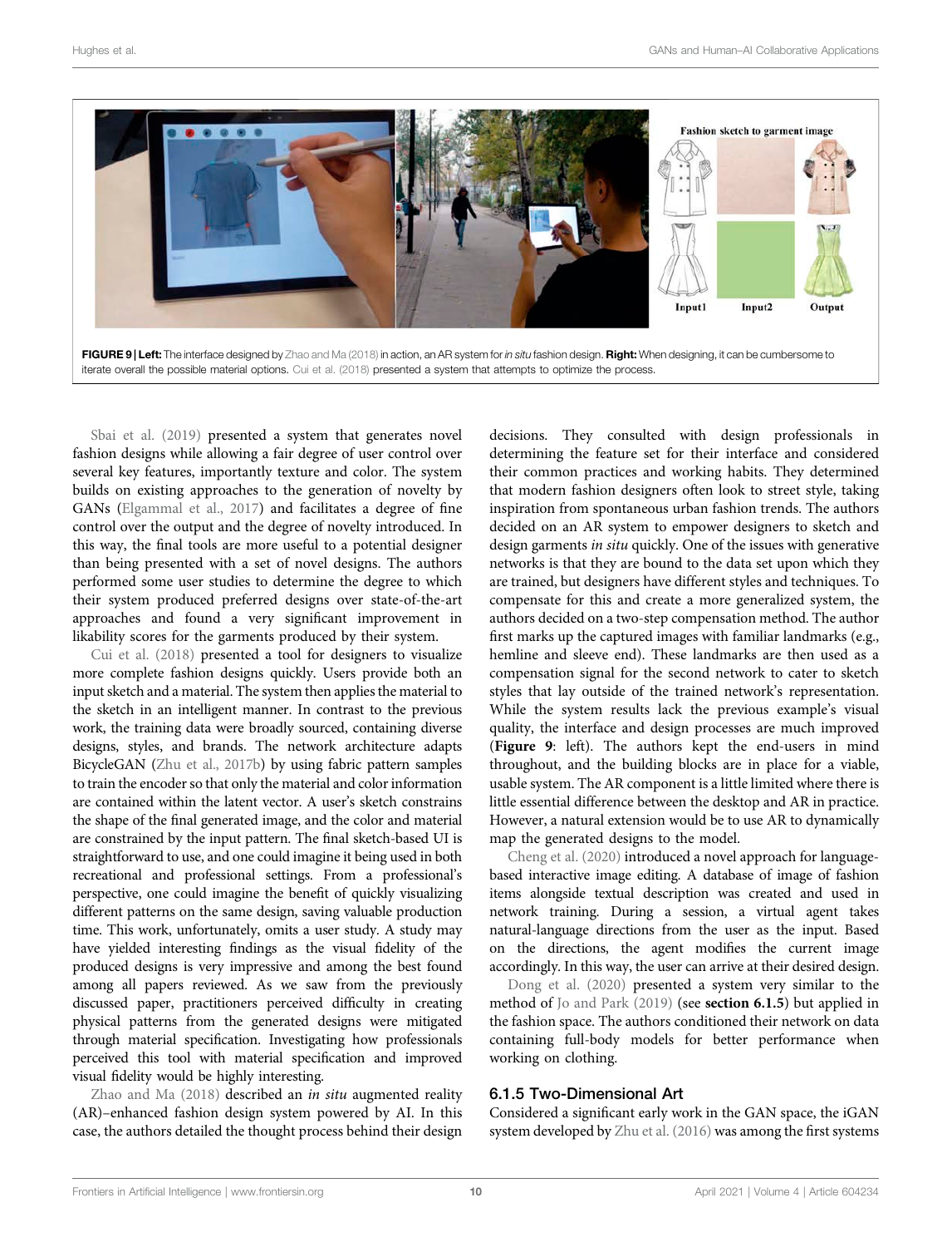FIGURE 9 | **Left:** The interface designed by Zhao and Ma (2018) in action, an AR system for *in situ* fashion design. **Right:** When designing, it can be cumbersome to iterate overall the possible material options. Cui et al. (2018) presented a system that attempts to optimize the process.

Sbai et al. (2019) presented a system that generates novel fashion designs while allowing a fair degree of user control over several key features, importantly texture and color. The system builds on existing approaches to the generation of novelty by GANs (Elgammal et al., 2017) and facilitates a degree of fine control over the output and the degree of novelty introduced. In this way, the final tools are more useful to a potential designer than being presented with a set of novel designs. The authors performed some user studies to determine the degree to which their system produced preferred designs over state-of-the-art approaches and found a very significant improvement in likability scores for the garments produced by their system.

Cui et al. (2018) presented a tool for designers to visualize more complete fashion designs quickly. Users provide both an input sketch and a material. The system then applies the material to the sketch in an intelligent manner. In contrast to the previous work, the training data were broadly sourced, containing diverse designs, styles, and brands. The network architecture adapts BicycleGAN (Zhu et al., 2017b) by using fabric pattern samples to train the encoder so that only the material and color information are contained within the latent vector. A user's sketch constrains the shape of the final generated image, and the color and material are constrained by the input pattern. The final sketch-based UI is straightforward to use, and one could imagine it being used in both recreational and professional settings. From a professional's perspective, one could imagine the benefit of quickly visualizing different patterns on the same design, saving valuable production time. This work, unfortunately, omits a user study. A study may have yielded interesting findings as the visual fidelity of the produced designs is very impressive and among the best found among all papers reviewed. As we saw from the previously discussed paper, practitioners perceived difficulty in creating physical patterns from the generated designs were mitigated through material specification. Investigating how professionals perceived this tool with material specification and improved visual fidelity would be highly interesting.

Zhao and Ma (2018) described an *in situ* augmented reality (AR)–enhanced fashion design system powered by AI. In this case, the authors detailed the thought process behind their design decisions. They consulted with design professionals in determining the feature set for their interface and considered their common practices and working habits. They determined that modern fashion designers often look to street style, taking inspiration from spontaneous urban fashion trends. The authors decided on an AR system to empower designers to sketch and design garments *in situ* quickly. One of the issues with generative networks is that they are bound to the data set upon which they are trained, but designers have different styles and techniques. To compensate for this and create a more generalized system, the authors decided on a two-step compensation method. The author first marks up the captured images with familiar landmarks (e.g., hemline and sleeve end). These landmarks are then used as a compensation signal for the second network to cater to sketch styles that lay outside of the trained network's representation. While the system results lack the previous example's visual quality, the interface and design processes are much improved (**Figure 9**: left). The authors kept the end-users in mind throughout, and the building blocks are in place for a viable, usable system. The AR component is a little limited where there is little essential difference between the desktop and AR in practice. However, a natural extension would be to use AR to dynamically map the generated designs to the model.

Cheng et al. (2020) introduced a novel approach for language-based interactive image editing. A database of image of fashion items alongside textual description was created and used in network training. During a session, a virtual agent takes natural-language directions from the user as the input. Based on the directions, the agent modifies the current image accordingly. In this way, the user can arrive at their desired design.

Dong et al. (2020) presented a system very similar to the method of Jo and Park (2019) (see **section 6.1.5**) but applied in the fashion space. The authors conditioned their network on data containing full-body models for better performance when working on clothing.

### 6.1.5 Two-Dimensional Art

Considered a significant early work in the GAN space, the iGAN system developed by Zhu et al. (2016) was among the first systems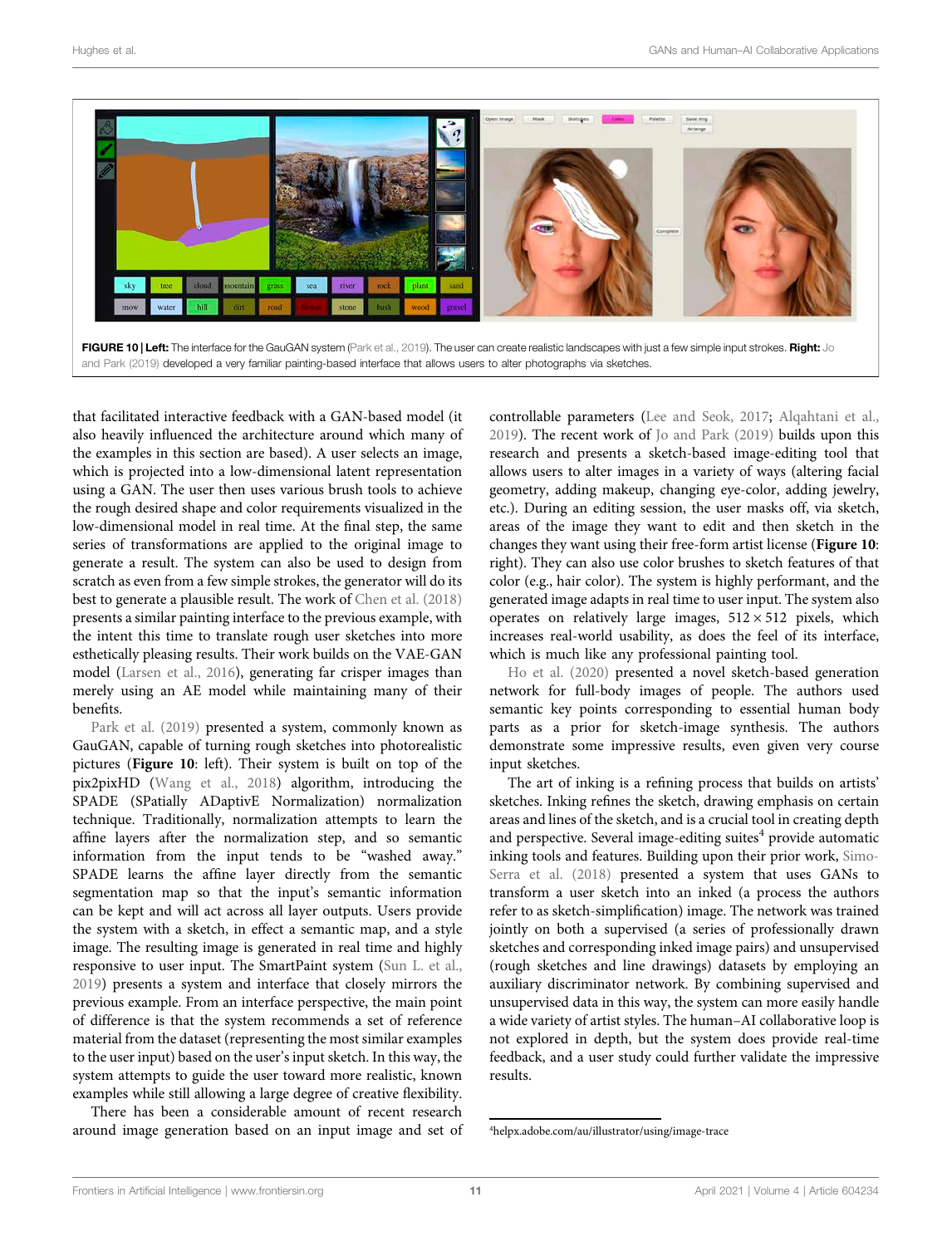**FIGURE 10 | Left:** The interface for the GauGAN system (Park et al., 2019). The user can create realistic landscapes with just a few simple input strokes. **Right:** Jo and Park (2019) developed a very familiar painting-based interface that allows users to alter photographs via sketches.

that facilitated interactive feedback with a GAN-based model (it also heavily influenced the architecture around which many of the examples in this section are based). A user selects an image, which is projected into a low-dimensional latent representation using a GAN. The user then uses various brush tools to achieve the rough desired shape and color requirements visualized in the low-dimensional model in real time. At the final step, the same series of transformations are applied to the original image to generate a result. The system can also be used to design from scratch as even from a few simple strokes, the generator will do its best to generate a plausible result. The work of Chen et al. (2018) presents a similar painting interface to the previous example, with the intent this time to translate rough user sketches into more esthetically pleasing results. Their work builds on the VAE-GAN model (Larsen et al., 2016), generating far crisper images than merely using an AE model while maintaining many of their benefits.

Park et al. (2019) presented a system, commonly known as GauGAN, capable of turning rough sketches into photorealistic pictures (**Figure 10**: left). Their system is built on top of the pix2pixHD (Wang et al., 2018) algorithm, introducing the SPADE (SPatially ADaptivE Normalization) normalization technique. Traditionally, normalization attempts to learn the affine layers after the normalization step, and so semantic information from the input tends to be "washed away." SPADE learns the affine layer directly from the semantic segmentation map so that the input's semantic information can be kept and will act across all layer outputs. Users provide the system with a sketch, in effect a semantic map, and a style image. The resulting image is generated in real time and highly responsive to user input. The SmartPaint system (Sun L. et al., 2019) presents a system and interface that closely mirrors the previous example. From an interface perspective, the main point of difference is that the system recommends a set of reference material from the dataset (representing the most similar examples to the user input) based on the user's input sketch. In this way, the system attempts to guide the user toward more realistic, known examples while still allowing a large degree of creative flexibility.

There has been a considerable amount of recent research around image generation based on an input image and set of controllable parameters (Lee and Seok, 2017; Alqahtani et al., 2019). The recent work of Jo and Park (2019) builds upon this research and presents a sketch-based image-editing tool that allows users to alter images in a variety of ways (altering facial geometry, adding makeup, changing eye-color, adding jewelry, etc.). During an editing session, the user masks off, via sketch, areas of the image they want to edit and then sketch in the changes they want using their free-form artist license (**Figure 10**: right). They can also use color brushes to sketch features of that color (e.g., hair color). The system is highly performant, and the generated image adapts in real time to user input. The system also operates on relatively large images, $512 \times 512$ pixels, which increases real-world usability, as does the feel of its interface, which is much like any professional painting tool.

Ho et al. (2020) presented a novel sketch-based generation network for full-body images of people. The authors used semantic key points corresponding to essential human body parts as a prior for sketch-image synthesis. The authors demonstrate some impressive results, even given very course input sketches.

The art of inking is a refining process that builds on artists' sketches. Inking refines the sketch, drawing emphasis on certain areas and lines of the sketch, and is a crucial tool in creating depth and perspective. Several image-editing suites[4] provide automatic inking tools and features. Building upon their prior work, Simo-Serra et al. (2018) presented a system that uses GANs to transform a user sketch into an inked (a process the authors refer to as sketch-simplification) image. The network was trained jointly on both a supervised (a series of professionally drawn sketches and corresponding inked image pairs) and unsupervised (rough sketches and line drawings) datasets by employing an auxiliary discriminator network. By combining supervised and unsupervised data in this way, the system can more easily handle a wide variety of artist styles. The human–AI collaborative loop is not explored in depth, but the system does provide real-time feedback, and a user study could further validate the impressive results.

[4]helpx.adobe.com/au/illustrator/using/image-trace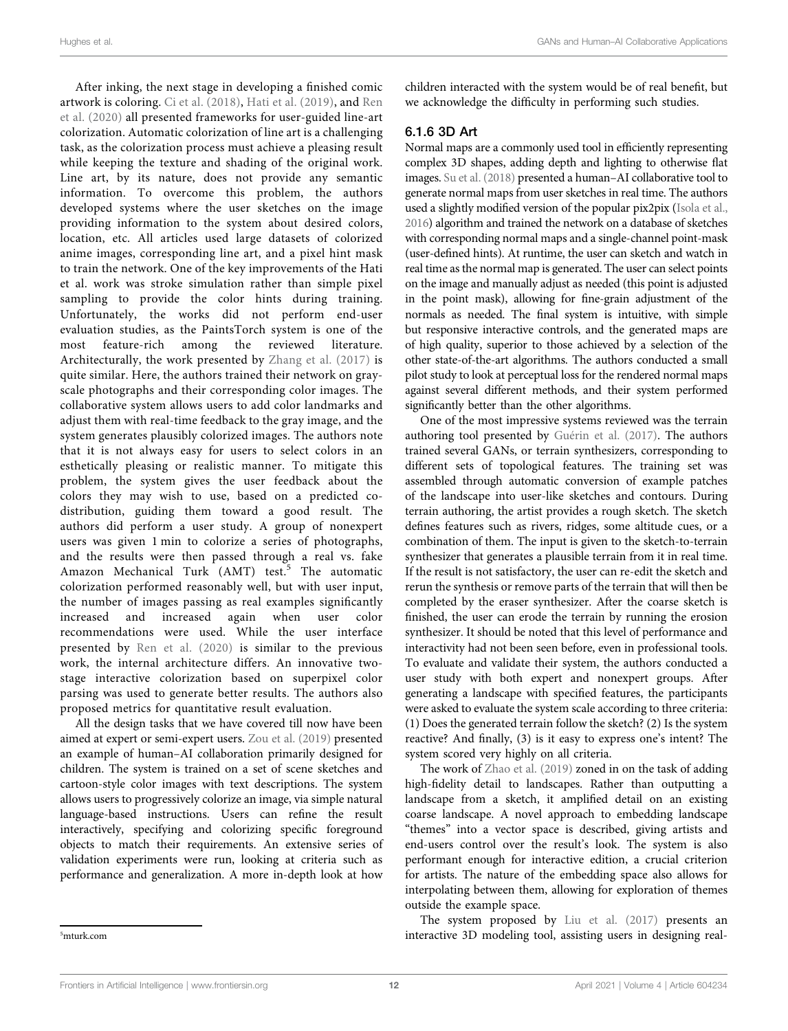After inking, the next stage in developing a finished comic artwork is coloring. Ci et al. (2018), Hati et al. (2019), and Ren et al. (2020) all presented frameworks for user-guided line-art colorization. Automatic colorization of line art is a challenging task, as the colorization process must achieve a pleasing result while keeping the texture and shading of the original work. Line art, by its nature, does not provide any semantic information. To overcome this problem, the authors developed systems where the user sketches on the image providing information to the system about desired colors, location, etc. All articles used large datasets of colorized anime images, corresponding line art, and a pixel hint mask to train the network. One of the key improvements of the Hati et al. work was stroke simulation rather than simple pixel sampling to provide the color hints during training. Unfortunately, the works did not perform end-user evaluation studies, as the PaintsTorch system is one of the most feature-rich among the reviewed literature. Architecturally, the work presented by Zhang et al. (2017) is quite similar. Here, the authors trained their network on gray-scale photographs and their corresponding color images. The collaborative system allows users to add color landmarks and adjust them with real-time feedback to the gray image, and the system generates plausibly colorized images. The authors note that it is not always easy for users to select colors in an esthetically pleasing or realistic manner. To mitigate this problem, the system gives the user feedback about the colors they may wish to use, based on a predicted co-distribution, guiding them toward a good result. The authors did perform a user study. A group of nonexpert users was given 1 min to colorize a series of photographs, and the results were then passed through a real vs. fake Amazon Mechanical Turk (AMT) test.[5] The automatic colorization performed reasonably well, but with user input, the number of images passing as real examples significantly increased and increased again when user color recommendations were used. While the user interface presented by Ren et al. (2020) is similar to the previous work, the internal architecture differs. An innovative two-stage interactive colorization based on superpixel color parsing was used to generate better results. The authors also proposed metrics for quantitative result evaluation.

All the design tasks that we have covered till now have been aimed at expert or semi-expert users. Zou et al. (2019) presented an example of human–AI collaboration primarily designed for children. The system is trained on a set of scene sketches and cartoon-style color images with text descriptions. The system allows users to progressively colorize an image, via simple natural language-based instructions. Users can refine the result interactively, specifying and colorizing specific foreground objects to match their requirements. An extensive series of validation experiments were run, looking at criteria such as performance and generalization. A more in-depth look at how children interacted with the system would be of real benefit, but we acknowledge the difficulty in performing such studies.

#### 6.1.6 3D Art

Normal maps are a commonly used tool in efficiently representing complex 3D shapes, adding depth and lighting to otherwise flat images. Su et al. (2018) presented a human–AI collaborative tool to generate normal maps from user sketches in real time. The authors used a slightly modified version of the popular pix2pix (Isola et al., 2016) algorithm and trained the network on a database of sketches with corresponding normal maps and a single-channel point-mask (user-defined hints). At runtime, the user can sketch and watch in real time as the normal map is generated. The user can select points on the image and manually adjust as needed (this point is adjusted in the point mask), allowing for fine-grain adjustment of the normals as needed. The final system is intuitive, with simple but responsive interactive controls, and the generated maps are of high quality, superior to those achieved by a selection of the other state-of-the-art algorithms. The authors conducted a small pilot study to look at perceptual loss for the rendered normal maps against several different methods, and their system performed significantly better than the other algorithms.

One of the most impressive systems reviewed was the terrain authoring tool presented by Guérin et al. (2017). The authors trained several GANs, or terrain synthesizers, corresponding to different sets of topological features. The training set was assembled through automatic conversion of example patches of the landscape into user-like sketches and contours. During terrain authoring, the artist provides a rough sketch. The sketch defines features such as rivers, ridges, some altitude cues, or a combination of them. The input is given to the sketch-to-terrain synthesizer that generates a plausible terrain from it in real time. If the result is not satisfactory, the user can re-edit the sketch and rerun the synthesis or remove parts of the terrain that will then be completed by the eraser synthesizer. After the coarse sketch is finished, the user can erode the terrain by running the erosion synthesizer. It should be noted that this level of performance and interactivity had not been seen before, even in professional tools. To evaluate and validate their system, the authors conducted a user study with both expert and nonexpert groups. After generating a landscape with specified features, the participants were asked to evaluate the system scale according to three criteria: (1) Does the generated terrain follow the sketch? (2) Is the system reactive? And finally, (3) is it easy to express one's intent? The system scored very highly on all criteria.

The work of Zhao et al. (2019) zoned in on the task of adding high-fidelity detail to landscapes. Rather than outputting a landscape from a sketch, it amplified detail on an existing coarse landscape. A novel approach to embedding landscape "themes" into a vector space is described, giving artists and end-users control over the result's look. The system is also performant enough for interactive edition, a crucial criterion for artists. The nature of the embedding space also allows for interpolating between them, allowing for exploration of themes outside the example space.

The system proposed by Liu et al. (2017) presents an interactive 3D modeling tool, assisting users in designing real-

[5]mturk.com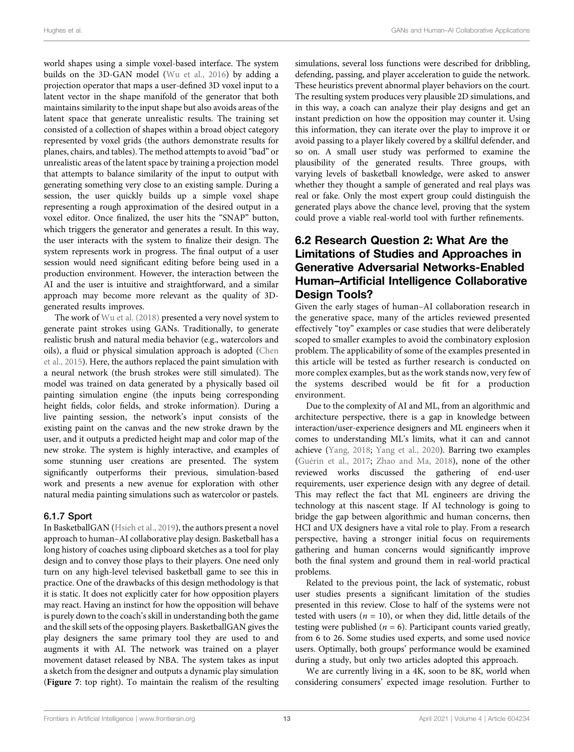world shapes using a simple voxel-based interface. The system builds on the 3D-GAN model (Wu et al., 2016) by adding a projection operator that maps a user-defined 3D voxel input to a latent vector in the shape manifold of the generator that both maintains similarity to the input shape but also avoids areas of the latent space that generate unrealistic results. The training set consisted of a collection of shapes within a broad object category represented by voxel grids (the authors demonstrate results for planes, chairs, and tables). The method attempts to avoid "bad" or unrealistic areas of the latent space by training a projection model that attempts to balance similarity of the input to output with generating something very close to an existing sample. During a session, the user quickly builds up a simple voxel shape representing a rough approximation of the desired output in a voxel editor. Once finalized, the user hits the "SNAP" button, which triggers the generator and generates a result. In this way, the user interacts with the system to finalize their design. The system represents work in progress. The final output of a user session would need significant editing before being used in a production environment. However, the interaction between the AI and the user is intuitive and straightforward, and a similar approach may become more relevant as the quality of 3D-generated results improves.

The work of Wu et al. (2018) presented a very novel system to generate paint strokes using GANs. Traditionally, to generate realistic brush and natural media behavior (e.g., watercolors and oils), a fluid or physical simulation approach is adopted (Chen et al., 2015). Here, the authors replaced the paint simulation with a neural network (the brush strokes were still simulated). The model was trained on data generated by a physically based oil painting simulation engine (the inputs being corresponding height fields, color fields, and stroke information). During a live painting session, the network's input consists of the existing paint on the canvas and the new stroke drawn by the user, and it outputs a predicted height map and color map of the new stroke. The system is highly interactive, and examples of some stunning user creations are presented. The system significantly outperforms their previous, simulation-based work and presents a new avenue for exploration with other natural media painting simulations such as watercolor or pastels.

### 6.1.7 Sport

In BasketballGAN (Hsieh et al., 2019), the authors present a novel approach to human–AI collaborative play design. Basketball has a long history of coaches using clipboard sketches as a tool for play design and to convey those plays to their players. One need only turn on any high-level televised basketball game to see this in practice. One of the drawbacks of this design methodology is that it is static. It does not explicitly cater for how opposition players may react. Having an instinct for how the opposition will behave is purely down to the coach's skill in understanding both the game and the skill sets of the opposing players. BasketballGAN gives the play designers the same primary tool they are used to and augments it with AI. The network was trained on a player movement dataset released by NBA. The system takes as input a sketch from the designer and outputs a dynamic play simulation (**Figure 7**: top right). To maintain the realism of the resulting simulations, several loss functions were described for dribbling, defending, passing, and player acceleration to guide the network. These heuristics prevent abnormal player behaviors on the court. The resulting system produces very plausible 2D simulations, and in this way, a coach can analyze their play designs and get an instant prediction on how the opposition may counter it. Using this information, they can iterate over the play to improve it or avoid passing to a player likely covered by a skillful defender, and so on. A small user study was performed to examine the plausibility of the generated results. Three groups, with varying levels of basketball knowledge, were asked to answer whether they thought a sample of generated and real plays was real or fake. Only the most expert group could distinguish the generated plays above the chance level, proving that the system could prove a viable real-world tool with further refinements.

## 6.2 Research Question 2: What Are the Limitations of Studies and Approaches in Generative Adversarial Networks-Enabled Human–Artificial Intelligence Collaborative Design Tools?

Given the early stages of human–AI collaboration research in the generative space, many of the articles reviewed presented effectively "toy" examples or case studies that were deliberately scoped to smaller examples to avoid the combinatory explosion problem. The applicability of some of the examples presented in this article will be tested as further research is conducted on more complex examples, but as the work stands now, very few of the systems described would be fit for a production environment.

Due to the complexity of AI and ML, from an algorithmic and architecture perspective, there is a gap in knowledge between interaction/user-experience designers and ML engineers when it comes to understanding ML's limits, what it can and cannot achieve (Yang, 2018; Yang et al., 2020). Barring two examples (Guérin et al., 2017; Zhao and Ma, 2018), none of the other reviewed works discussed the gathering of end-user requirements, user experience design with any degree of detail. This may reflect the fact that ML engineers are driving the technology at this nascent stage. If AI technology is going to bridge the gap between algorithmic and human concerns, then HCI and UX designers have a vital role to play. From a research perspective, having a stronger initial focus on requirements gathering and human concerns would significantly improve both the final system and ground them in real-world practical problems.

Related to the previous point, the lack of systematic, robust user studies presents a significant limitation of the studies presented in this review. Close to half of the systems were not tested with users ($n = 10$), or when they did, little details of the testing were published ($n = 6$). Participant counts varied greatly, from 6 to 26. Some studies used experts, and some used novice users. Optimally, both groups' performance would be examined during a study, but only two articles adopted this approach.

We are currently living in a 4K, soon to be 8K, world when considering consumers' expected image resolution. Further to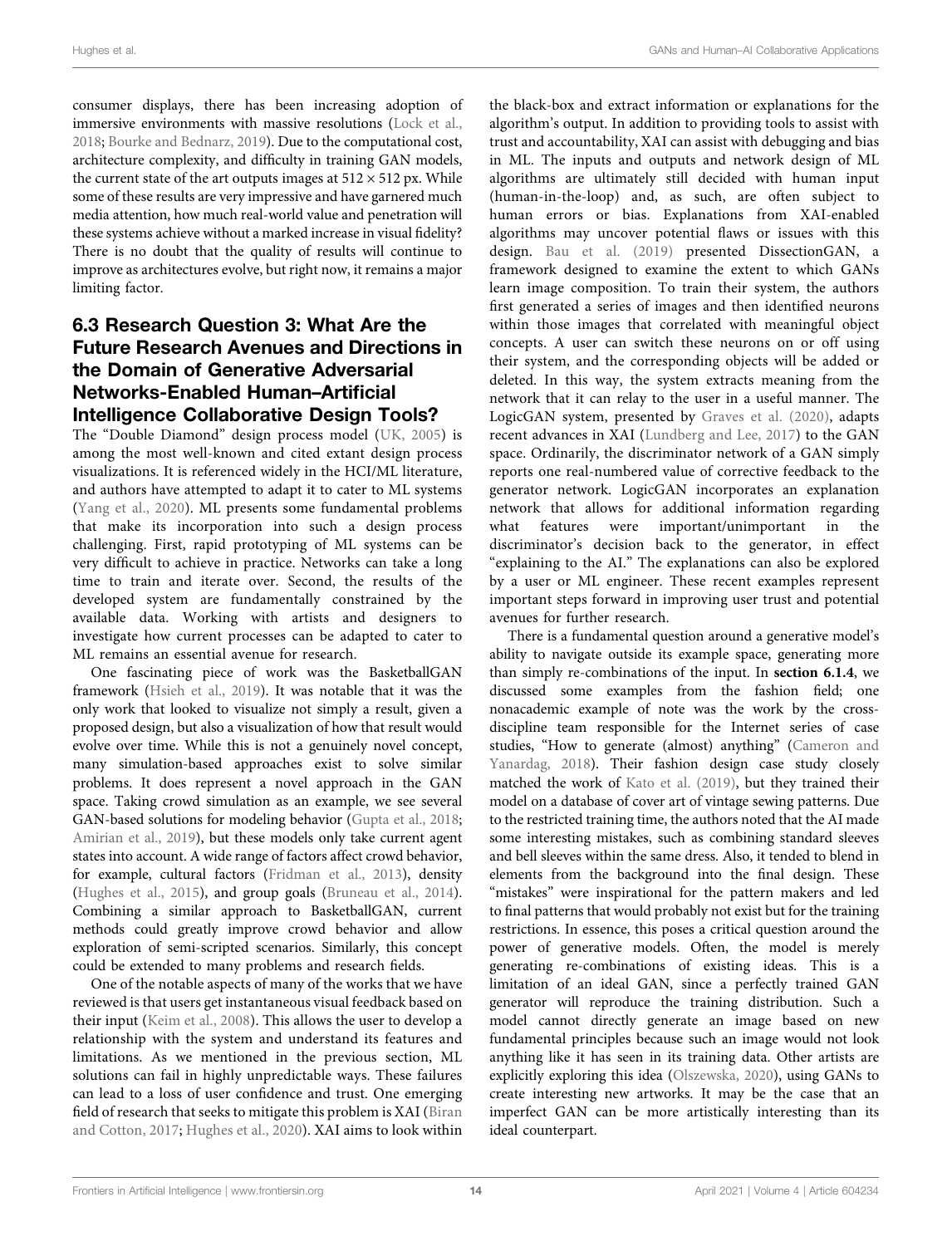consumer displays, there has been increasing adoption of immersive environments with massive resolutions (Lock et al., 2018; Bourke and Bednarz, 2019). Due to the computational cost, architecture complexity, and difficulty in training GAN models, the current state of the art outputs images at $512 \times 512$ px. While some of these results are very impressive and have garnered much media attention, how much real-world value and penetration will these systems achieve without a marked increase in visual fidelity? There is no doubt that the quality of results will continue to improve as architectures evolve, but right now, it remains a major limiting factor.

## 6.3 Research Question 3: What Are the Future Research Avenues and Directions in the Domain of Generative Adversarial Networks-Enabled Human–Artificial Intelligence Collaborative Design Tools?

The "Double Diamond" design process model (UK, 2005) is among the most well-known and cited extant design process visualizations. It is referenced widely in the HCI/ML literature, and authors have attempted to adapt it to cater to ML systems (Yang et al., 2020). ML presents some fundamental problems that make its incorporation into such a design process challenging. First, rapid prototyping of ML systems can be very difficult to achieve in practice. Networks can take a long time to train and iterate over. Second, the results of the developed system are fundamentally constrained by the available data. Working with artists and designers to investigate how current processes can be adapted to cater to ML remains an essential avenue for research.

One fascinating piece of work was the BasketballGAN framework (Hsieh et al., 2019). It was notable that it was the only work that looked to visualize not simply a result, given a proposed design, but also a visualization of how that result would evolve over time. While this is not a genuinely novel concept, many simulation-based approaches exist to solve similar problems. It does represent a novel approach in the GAN space. Taking crowd simulation as an example, we see several GAN-based solutions for modeling behavior (Gupta et al., 2018; Amirian et al., 2019), but these models only take current agent states into account. A wide range of factors affect crowd behavior, for example, cultural factors (Fridman et al., 2013), density (Hughes et al., 2015), and group goals (Bruneau et al., 2014). Combining a similar approach to BasketballGAN, current methods could greatly improve crowd behavior and allow exploration of semi-scripted scenarios. Similarly, this concept could be extended to many problems and research fields.

One of the notable aspects of many of the works that we have reviewed is that users get instantaneous visual feedback based on their input (Keim et al., 2008). This allows the user to develop a relationship with the system and understand its features and limitations. As we mentioned in the previous section, ML solutions can fail in highly unpredictable ways. These failures can lead to a loss of user confidence and trust. One emerging field of research that seeks to mitigate this problem is XAI (Biran and Cotton, 2017; Hughes et al., 2020). XAI aims to look within the black-box and extract information or explanations for the algorithm's output. In addition to providing tools to assist with trust and accountability, XAI can assist with debugging and bias in ML. The inputs and outputs and network design of ML algorithms are ultimately still decided with human input (human-in-the-loop) and, as such, are often subject to human errors or bias. Explanations from XAI-enabled algorithms may uncover potential flaws or issues with this design. Bau et al. (2019) presented DissectionGAN, a framework designed to examine the extent to which GANs learn image composition. To train their system, the authors first generated a series of images and then identified neurons within those images that correlated with meaningful object concepts. A user can switch these neurons on or off using their system, and the corresponding objects will be added or deleted. In this way, the system extracts meaning from the network that it can relay to the user in a useful manner. The LogicGAN system, presented by Graves et al. (2020), adapts recent advances in XAI (Lundberg and Lee, 2017) to the GAN space. Ordinarily, the discriminator network of a GAN simply reports one real-numbered value of corrective feedback to the generator network. LogicGAN incorporates an explanation network that allows for additional information regarding what features were important/unimportant in the discriminator's decision back to the generator, in effect "explaining to the AI." The explanations can also be explored by a user or ML engineer. These recent examples represent important steps forward in improving user trust and potential avenues for further research.

There is a fundamental question around a generative model's ability to navigate outside its example space, generating more than simply re-combinations of the input. In **section 6.1.4**, we discussed some examples from the fashion field; one nonacademic example of note was the work by the cross-discipline team responsible for the Internet series of case studies, "How to generate (almost) anything" (Cameron and Yanardag, 2018). Their fashion design case study closely matched the work of Kato et al. (2019), but they trained their model on a database of cover art of vintage sewing patterns. Due to the restricted training time, the authors noted that the AI made some interesting mistakes, such as combining standard sleeves and bell sleeves within the same dress. Also, it tended to blend in elements from the background into the final design. These "mistakes" were inspirational for the pattern makers and led to final patterns that would probably not exist but for the training restrictions. In essence, this poses a critical question around the power of generative models. Often, the model is merely generating re-combinations of existing ideas. This is a limitation of an ideal GAN, since a perfectly trained GAN generator will reproduce the training distribution. Such a model cannot directly generate an image based on new fundamental principles because such an image would not look anything like it has seen in its training data. Other artists are explicitly exploring this idea (Olszewska, 2020), using GANs to create interesting new artworks. It may be the case that an imperfect GAN can be more artistically interesting than its ideal counterpart.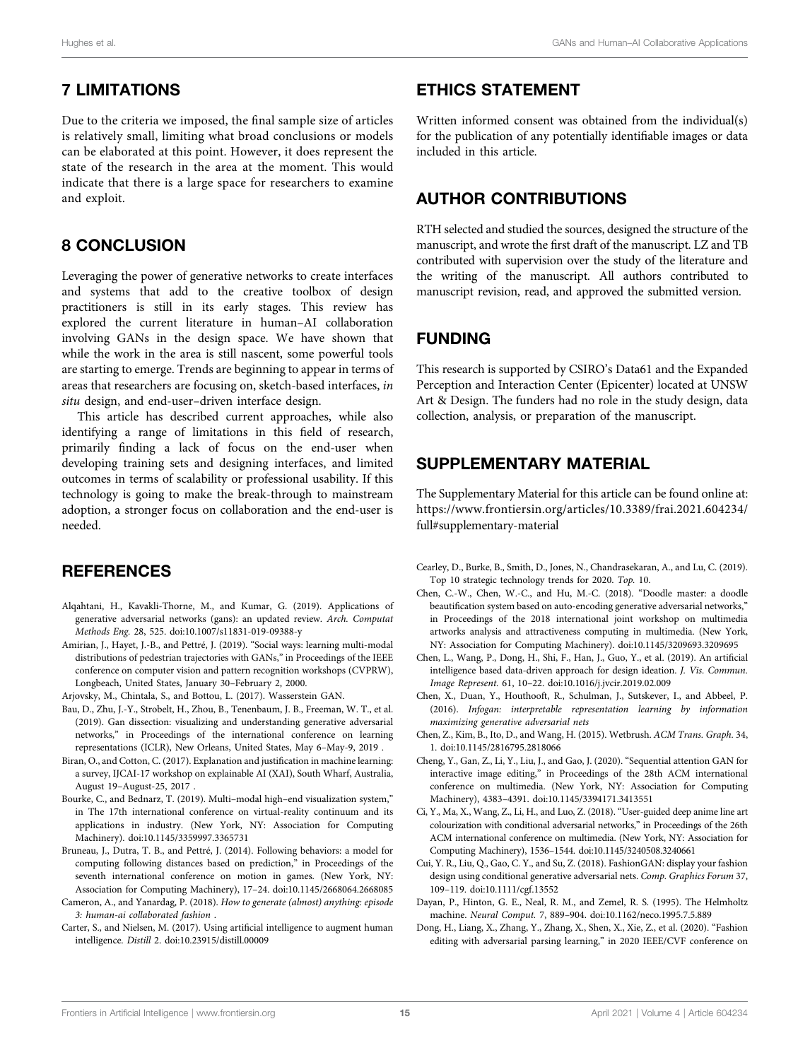## 7 LIMITATIONS

Due to the criteria we imposed, the final sample size of articles is relatively small, limiting what broad conclusions or models can be elaborated at this point. However, it does represent the state of the research in the area at the moment. This would indicate that there is a large space for researchers to examine and exploit.

## 8 CONCLUSION

Leveraging the power of generative networks to create interfaces and systems that add to the creative toolbox of design practitioners is still in its early stages. This review has explored the current literature in human–AI collaboration involving GANs in the design space. We have shown that while the work in the area is still nascent, some powerful tools are starting to emerge. Trends are beginning to appear in terms of areas that researchers are focusing on, sketch-based interfaces, *in situ* design, and end-user–driven interface design.

This article has described current approaches, while also identifying a range of limitations in this field of research, primarily finding a lack of focus on the end-user when developing training sets and designing interfaces, and limited outcomes in terms of scalability or professional usability. If this technology is going to make the break-through to mainstream adoption, a stronger focus on collaboration and the end-user is needed.

## ETHICS STATEMENT

Written informed consent was obtained from the individual(s) for the publication of any potentially identifiable images or data included in this article.

## AUTHOR CONTRIBUTIONS

RTH selected and studied the sources, designed the structure of the manuscript, and wrote the first draft of the manuscript. LZ and TB contributed with supervision over the study of the literature and the writing of the manuscript. All authors contributed to manuscript revision, read, and approved the submitted version.

## FUNDING

This research is supported by CSIRO's Data61 and the Expanded Perception and Interaction Center (Epicenter) located at UNSW Art & Design. The funders had no role in the study design, data collection, analysis, or preparation of the manuscript.

## SUPPLEMENTARY MATERIAL

The Supplementary Material for this article can be found online at: https://www.frontiersin.org/articles/10.3389/frai.2021.604234/full#supplementary-material

## REFERENCES

Alqahtani, H., Kavakli-Thorne, M., and Kumar, G. (2019). Applications of generative adversarial networks (gans): an updated review. *Arch. Computat Methods Eng.* 28, 525. doi:10.1007/s11831-019-09388-y

Amirian, J., Hayet, J.-B., and Pettré, J. (2019). "Social ways: learning multi-modal distributions of pedestrian trajectories with GANs," in Proceedings of the IEEE conference on computer vision and pattern recognition workshops (CVPRW), Longbeach, United States, January 30–February 2, 2000.

Arjovsky, M., Chintala, S., and Bottou, L. (2017). Wasserstein GAN.

Bau, D., Zhu, J.-Y., Strobelt, H., Zhou, B., Tenenbaum, J. B., Freeman, W. T., et al. (2019). Gan dissection: visualizing and understanding generative adversarial networks," in Proceedings of the international conference on learning representations (ICLR), New Orleans, United States, May 6–May-9, 2019 .

Biran, O., and Cotton, C. (2017). Explanation and justification in machine learning: a survey, IJCAI-17 workshop on explainable AI (XAI), South Wharf, Australia, August 19–August-25, 2017 .

Bourke, C., and Bednarz, T. (2019). Multi–modal high–end visualization system," in The 17th international conference on virtual-reality continuum and its applications in industry. (New York, NY: Association for Computing Machinery). doi:10.1145/3359997.3365731

Bruneau, J., Dutra, T. B., and Pettré, J. (2014). Following behaviors: a model for computing following distances based on prediction," in Proceedings of the seventh international conference on motion in games. (New York, NY: Association for Computing Machinery), 17–24. doi:10.1145/2668064.2668085

Cameron, A., and Yanardag, P. (2018). *How to generate (almost) anything: episode 3: human-ai collaborated fashion* .

Carter, S., and Nielsen, M. (2017). Using artificial intelligence to augment human intelligence. *Distill* 2. doi:10.23915/distill.00009

Cearley, D., Burke, B., Smith, D., Jones, N., Chandrasekaran, A., and Lu, C. (2019). Top 10 strategic technology trends for 2020. *Top.* 10.

Chen, C.-W., Chen, W.-C., and Hu, M.-C. (2018). "Doodle master: a doodle beautification system based on auto-encoding generative adversarial networks," in Proceedings of the 2018 international joint workshop on multimedia artworks analysis and attractiveness computing in multimedia. (New York, NY: Association for Computing Machinery). doi:10.1145/3209693.3209695

Chen, L., Wang, P., Dong, H., Shi, F., Han, J., Guo, Y., et al. (2019). An artificial intelligence based data-driven approach for design ideation. *J. Vis. Commun. Image Represent.* 61, 10–22. doi:10.1016/j.jvcir.2019.02.009

Chen, X., Duan, Y., Houthooft, R., Schulman, J., Sutskever, I., and Abbeel, P. (2016). *Infogan: interpretable representation learning by information maximizing generative adversarial nets*

Chen, Z., Kim, B., Ito, D., and Wang, H. (2015). Wetbrush. *ACM Trans. Graph.* 34, 1. doi:10.1145/2816795.2818066

Cheng, Y., Gan, Z., Li, Y., Liu, J., and Gao, J. (2020). "Sequential attention GAN for interactive image editing," in Proceedings of the 28th ACM international conference on multimedia. (New York, NY: Association for Computing Machinery), 4383–4391. doi:10.1145/3394171.3413551

Ci, Y., Ma, X., Wang, Z., Li, H., and Luo, Z. (2018). "User-guided deep anime line art colourization with conditional adversarial networks," in Proceedings of the 26th ACM international conference on multimedia. (New York, NY: Association for Computing Machinery), 1536–1544. doi:10.1145/3240508.3240661

Cui, Y. R., Liu, Q., Gao, C. Y., and Su, Z. (2018). FashionGAN: display your fashion design using conditional generative adversarial nets. *Comp. Graphics Forum* 37, 109–119. doi:10.1111/cgf.13552

Dayan, P., Hinton, G. E., Neal, R. M., and Zemel, R. S. (1995). The Helmholtz machine. *Neural Comput.* 7, 889–904. doi:10.1162/neco.1995.7.5.889

Dong, H., Liang, X., Zhang, Y., Zhang, X., Shen, X., Xie, Z., et al. (2020). "Fashion editing with adversarial parsing learning," in 2020 IEEE/CVF conference on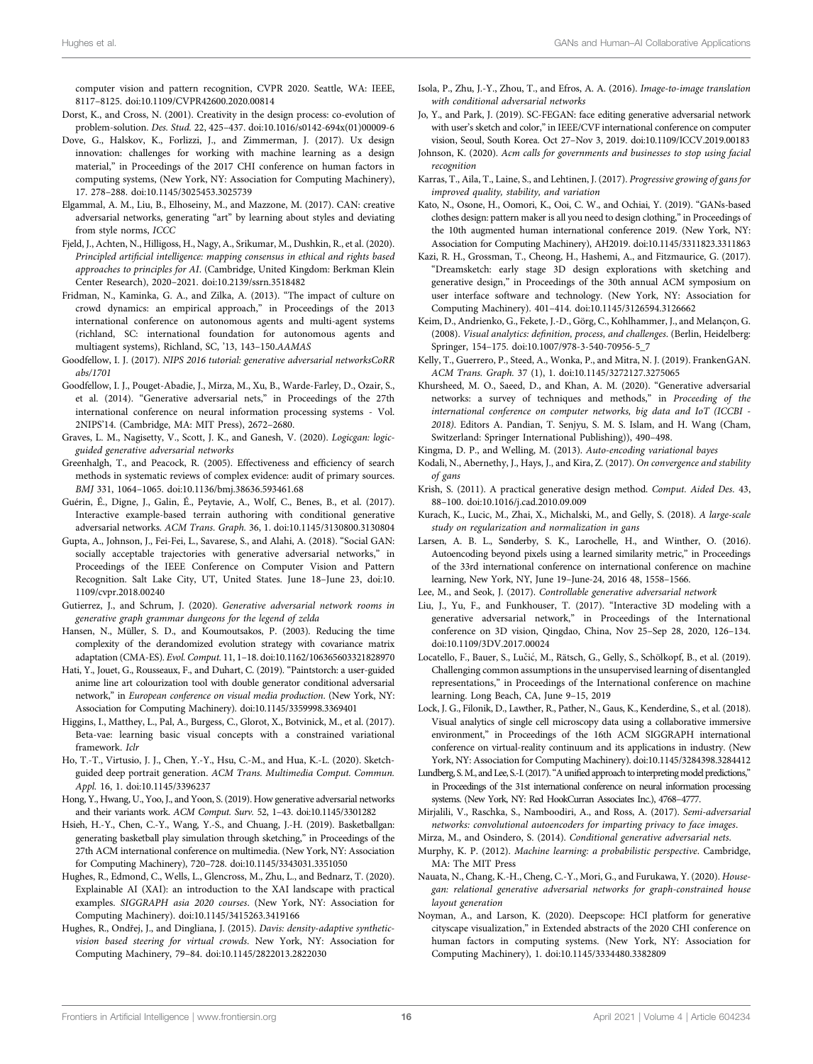computer vision and pattern recognition, CVPR 2020. Seattle, WA: IEEE, 8117–8125. doi:10.1109/CVPR42600.2020.00814

Dorst, K., and Cross, N. (2001). Creativity in the design process: co-evolution of problem-solution. *Des. Stud.* 22, 425–437. doi:10.1016/s0142-694x(01)00009-6

Dove, G., Halskov, K., Forlizzi, J., and Zimmerman, J. (2017). Ux design innovation: challenges for working with machine learning as a design material," in Proceedings of the 2017 CHI conference on human factors in computing systems, (New York, NY: Association for Computing Machinery), 17. 278–288. doi:10.1145/3025453.3025739

Elgammal, A. M., Liu, B., Elhoseiny, M., and Mazzone, M. (2017). CAN: creative adversarial networks, generating "art" by learning about styles and deviating from style norms, *ICCC*

Fjeld, J., Achten, N., Hilligoss, H., Nagy, A., Srikumar, M., Dushkin, R., et al. (2020). *Principled artificial intelligence: mapping consensus in ethical and rights based approaches to principles for AI*. (Cambridge, United Kingdom: Berkman Klein Center Research), 2020–2021. doi:10.2139/ssrn.3518482

Fridman, N., Kaminka, G. A., and Zilka, A. (2013). "The impact of culture on crowd dynamics: an empirical approach," in Proceedings of the 2013 international conference on autonomous agents and multi-agent systems (richland, SC: international foundation for autonomous agents and multiagent systems), Richland, SC, '13, 143–150.*AAMAS*

Goodfellow, I. J. (2017). *NIPS 2016 tutorial: generative adversarial networksCoRR abs/1701*

Goodfellow, I. J., Pouget-Abadie, J., Mirza, M., Xu, B., Warde-Farley, D., Ozair, S., et al. (2014). "Generative adversarial nets," in Proceedings of the 27th international conference on neural information processing systems - Vol. 2NIPS'14. (Cambridge, MA: MIT Press), 2672–2680.

Graves, L. M., Nagisetty, V., Scott, J. K., and Ganesh, V. (2020). *Logicgan: logic-guided generative adversarial networks*

Greenhalgh, T., and Peacock, R. (2005). Effectiveness and efficiency of search methods in systematic reviews of complex evidence: audit of primary sources. *BMJ* 331, 1064–1065. doi:10.1136/bmj.38636.593461.68

Guérin, É., Digne, J., Galin, É., Peytavie, A., Wolf, C., Benes, B., et al. (2017). Interactive example-based terrain authoring with conditional generative adversarial networks. *ACM Trans. Graph.* 36, 1. doi:10.1145/3130800.3130804

Gupta, A., Johnson, J., Fei-Fei, L., Savarese, S., and Alahi, A. (2018). "Social GAN: socially acceptable trajectories with generative adversarial networks," in Proceedings of the IEEE Conference on Computer Vision and Pattern Recognition. Salt Lake City, UT, United States. June 18–June 23, doi:10.1109/cvpr.2018.00240

Gutierrez, J., and Schrum, J. (2020). *Generative adversarial network rooms in generative graph grammar dungeons for the legend of zelda*

Hansen, N., Müller, S. D., and Koumoutsakos, P. (2003). Reducing the time complexity of the derandomized evolution strategy with covariance matrix adaptation (CMA-ES). *Evol. Comput.* 11, 1–18. doi:10.1162/106365603321828970

Hati, Y., Jouet, G., Rousseaux, F., and Duhart, C. (2019). "Paintstorch: a user-guided anime line art colourization tool with double generator conditional adversarial network," in *European conference on visual media production*. (New York, NY: Association for Computing Machinery). doi:10.1145/3359998.3369401

Higgins, I., Matthey, L., Pal, A., Burgess, C., Glorot, X., Botvinick, M., et al. (2017). Beta-vae: learning basic visual concepts with a constrained variational framework. *Iclr*

Ho, T.-T., Virtusio, J. J., Chen, Y.-Y., Hsu, C.-M., and Hua, K.-L. (2020). Sketch-guided deep portrait generation. *ACM Trans. Multimedia Comput. Commun. Appl.* 16, 1. doi:10.1145/3396237

Hong, Y., Hwang, U., Yoo, J., and Yoon, S. (2019). How generative adversarial networks and their variants work. *ACM Comput. Surv.* 52, 1–43. doi:10.1145/3301282

Hsieh, H.-Y., Chen, C.-Y., Wang, Y.-S., and Chuang, J.-H. (2019). Basketballgan: generating basketball play simulation through sketching," in Proceedings of the 27th ACM international conference on multimedia. (New York, NY: Association for Computing Machinery), 720–728. doi:10.1145/3343031.3351050

Hughes, R., Edmond, C., Wells, L., Glencross, M., Zhu, L., and Bednarz, T. (2020). Explainable AI (XAI): an introduction to the XAI landscape with practical examples. *SIGGRAPH asia 2020 courses*. (New York, NY: Association for Computing Machinery). doi:10.1145/3415263.3419166

Hughes, R., Ondřej, J., and Dingliana, J. (2015). *Davis: density-adaptive synthetic-vision based steering for virtual crowds*. New York, NY: Association for Computing Machinery, 79–84. doi:10.1145/2822013.2822030

Isola, P., Zhu, J.-Y., Zhou, T., and Efros, A. A. (2016). *Image-to-image translation with conditional adversarial networks*

Jo, Y., and Park, J. (2019). SC-FEGAN: face editing generative adversarial network with user's sketch and color," in IEEE/CVF international conference on computer vision, Seoul, South Korea. Oct 27–Nov 3, 2019. doi:10.1109/ICCV.2019.00183

Johnson, K. (2020). *Acm calls for governments and businesses to stop using facial recognition*

Karras, T., Aila, T., Laine, S., and Lehtinen, J. (2017). *Progressive growing of gans for improved quality, stability, and variation*

Kato, N., Osone, H., Oomori, K., Ooi, C. W., and Ochiai, Y. (2019). "GANs-based clothes design: pattern maker is all you need to design clothing," in Proceedings of the 10th augmented human international conference 2019. (New York, NY: Association for Computing Machinery), AH2019. doi:10.1145/3311823.3311863

Kazi, R. H., Grossman, T., Cheong, H., Hashemi, A., and Fitzmaurice, G. (2017). "Dreamsketch: early stage 3D design explorations with sketching and generative design," in Proceedings of the 30th annual ACM symposium on user interface software and technology. (New York, NY: Association for Computing Machinery). 401–414. doi:10.1145/3126594.3126662

Keim, D., Andrienko, G., Fekete, J.-D., Görg, C., Kohlhammer, J., and Melançon, G. (2008). *Visual analytics: definition, process, and challenges*. (Berlin, Heidelberg: Springer, 154–175. doi:10.1007/978-3-540-70956-5_7

Kelly, T., Guerrero, P., Steed, A., Wonka, P., and Mitra, N. J. (2019). FrankenGAN. *ACM Trans. Graph.* 37 (1), 1. doi:10.1145/3272127.3275065

Khursheed, M. O., Saeed, D., and Khan, A. M. (2020). "Generative adversarial networks: a survey of techniques and methods," in *Proceeding of the international conference on computer networks, big data and IoT (ICCBI - 2018)*. Editors A. Pandian, T. Senjyu, S. M. S. Islam, and H. Wang (Cham, Switzerland: Springer International Publishing)), 490–498.

Kingma, D. P., and Welling, M. (2013). *Auto-encoding variational bayes*

Kodali, N., Abernethy, J., Hays, J., and Kira, Z. (2017). *On convergence and stability of gans*

Krish, S. (2011). A practical generative design method. *Comput. Aided Des.* 43, 88–100. doi:10.1016/j.cad.2010.09.009

Kurach, K., Lucic, M., Zhai, X., Michalski, M., and Gelly, S. (2018). *A large-scale study on regularization and normalization in gans*

Larsen, A. B. L., Sønderby, S. K., Larochelle, H., and Winther, O. (2016). Autoencoding beyond pixels using a learned similarity metric," in Proceedings of the 33rd international conference on international conference on machine learning, New York, NY, June 19–June-24, 2016 48, 1558–1566.

Lee, M., and Seok, J. (2017). *Controllable generative adversarial network*

Liu, J., Yu, F., and Funkhouser, T. (2017). "Interactive 3D modeling with a generative adversarial network," in Proceedings of the International conference on 3D vision, Qingdao, China, Nov 25–Sep 28, 2020, 126–134. doi:10.1109/3DV.2017.00024

Locatello, F., Bauer, S., Lučić, M., Rätsch, G., Gelly, S., Schölkopf, B., et al. (2019). Challenging common assumptions in the unsupervised learning of disentangled representations," in Proceedings of the International conference on machine learning. Long Beach, CA, June 9–15, 2019

Lock, J. G., Filonik, D., Lawther, R., Pather, N., Gaus, K., Kenderdine, S., et al. (2018). Visual analytics of single cell microscopy data using a collaborative immersive environment," in Proceedings of the 16th ACM SIGGRAPH international conference on virtual-reality continuum and its applications in industry. (New York, NY: Association for Computing Machinery). doi:10.1145/3284398.3284412

Lundberg, S. M., and Lee, S.-I. (2017). "A unified approach to interpreting model predictions," in Proceedings of the 31st international conference on neural information processing systems. (New York, NY: Red HookCurran Associates Inc.), 4768–4777.

Mirjalili, V., Raschka, S., Namboodiri, A., and Ross, A. (2017). *Semi-adversarial networks: convolutional autoencoders for imparting privacy to face images*.

Mirza, M., and Osindero, S. (2014). *Conditional generative adversarial nets*.

Murphy, K. P. (2012). *Machine learning: a probabilistic perspective*. Cambridge, MA: The MIT Press

Nauata, N., Chang, K.-H., Cheng, C.-Y., Mori, G., and Furukawa, Y. (2020). *House-gan: relational generative adversarial networks for graph-constrained house layout generation*

Noyman, A., and Larson, K. (2020). Deepscope: HCI platform for generative cityscape visualization," in Extended abstracts of the 2020 CHI conference on human factors in computing systems. (New York, NY: Association for Computing Machinery), 1. doi:10.1145/3334480.3382809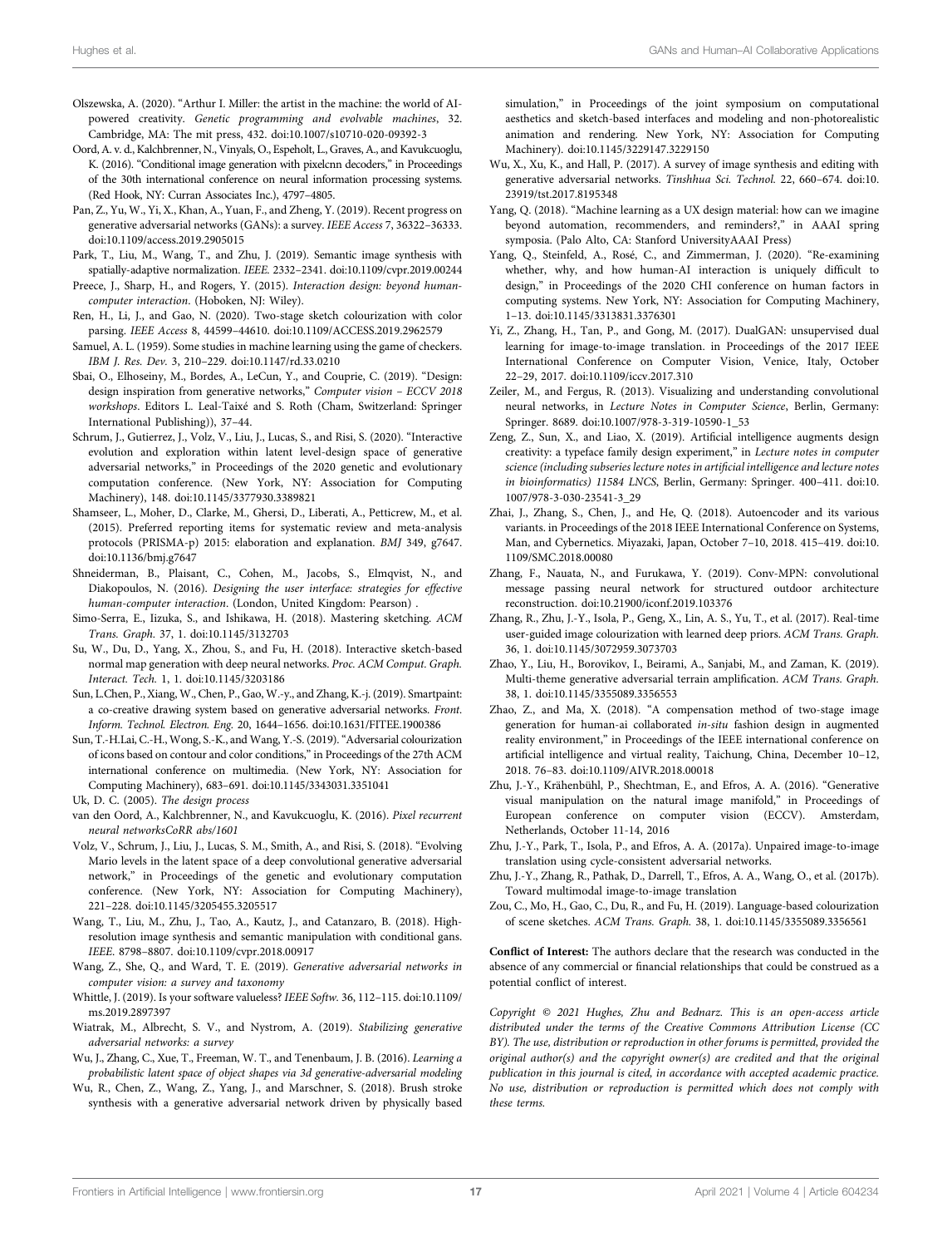Olszewska, A. (2020). "Arthur I. Miller: the artist in the machine: the world of AI-powered creativity. *Genetic programming and evolvable machines*, 32. Cambridge, MA: The mit press, 432. doi:10.1007/s10710-020-09392-3

Oord, A. v. d., Kalchbrenner, N., Vinyals, O., Espeholt, L., Graves, A., and Kavukcuoglu, K. (2016). "Conditional image generation with pixelcnn decoders," in Proceedings of the 30th international conference on neural information processing systems. (Red Hook, NY: Curran Associates Inc.), 4797–4805.

Pan, Z., Yu, W., Yi, X., Khan, A., Yuan, F., and Zheng, Y. (2019). Recent progress on generative adversarial networks (GANs): a survey. *IEEE Access* 7, 36322–36333. doi:10.1109/access.2019.2905015

Park, T., Liu, M., Wang, T., and Zhu, J. (2019). Semantic image synthesis with spatially-adaptive normalization. *IEEE*. 2332–2341. doi:10.1109/cvpr.2019.00244

Preece, J., Sharp, H., and Rogers, Y. (2015). *Interaction design: beyond human-computer interaction*. (Hoboken, NJ: Wiley).

Ren, H., Li, J., and Gao, N. (2020). Two-stage sketch colourization with color parsing. *IEEE Access* 8, 44599–44610. doi:10.1109/ACCESS.2019.2962579

Samuel, A. L. (1959). Some studies in machine learning using the game of checkers. *IBM J. Res. Dev.* 3, 210–229. doi:10.1147/rd.33.0210

Sbai, O., Elhoseiny, M., Bordes, A., LeCun, Y., and Couprie, C. (2019). "Design: design inspiration from generative networks," *Computer vision – ECCV 2018 workshops*. Editors L. Leal-Taixé and S. Roth (Cham, Switzerland: Springer International Publishing)), 37–44.

Schrum, J., Gutierrez, J., Volz, V., Liu, J., Lucas, S., and Risi, S. (2020). "Interactive evolution and exploration within latent level-design space of generative adversarial networks," in Proceedings of the 2020 genetic and evolutionary computation conference. (New York, NY: Association for Computing Machinery), 148. doi:10.1145/3377930.3389821

Shamseer, L., Moher, D., Clarke, M., Ghersi, D., Liberati, A., Petticrew, M., et al. (2015). Preferred reporting items for systematic review and meta-analysis protocols (PRISMA-p) 2015: elaboration and explanation. *BMJ* 349, g7647. doi:10.1136/bmj.g7647

Shneiderman, B., Plaisant, C., Cohen, M., Jacobs, S., Elmqvist, N., and Diakopoulos, N. (2016). *Designing the user interface: strategies for effective human-computer interaction*. (London, United Kingdom: Pearson) .

Simo-Serra, E., Iizuka, S., and Ishikawa, H. (2018). Mastering sketching. *ACM Trans. Graph.* 37, 1. doi:10.1145/3132703

Su, W., Du, D., Yang, X., Zhou, S., and Fu, H. (2018). Interactive sketch-based normal map generation with deep neural networks. *Proc. ACM Comput. Graph. Interact. Tech.* 1, 1. doi:10.1145/3203186

Sun, L.Chen, P., Xiang, W., Chen, P., Gao, W.-y., and Zhang, K.-j. (2019). Smartpaint: a co-creative drawing system based on generative adversarial networks. *Front. Inform. Technol. Electron. Eng.* 20, 1644–1656. doi:10.1631/FITEE.1900386

Sun, T.-H.Lai, C.-H., Wong, S.-K., and Wang, Y.-S. (2019). "Adversarial colourization of icons based on contour and color conditions," in Proceedings of the 27th ACM international conference on multimedia. (New York, NY: Association for Computing Machinery), 683–691. doi:10.1145/3343031.3351041

Uk, D. C. (2005). *The design process*

van den Oord, A., Kalchbrenner, N., and Kavukcuoglu, K. (2016). *Pixel recurrent neural networksCoRR abs/1601*

Volz, V., Schrum, J., Liu, J., Lucas, S. M., Smith, A., and Risi, S. (2018). "Evolving Mario levels in the latent space of a deep convolutional generative adversarial network," in Proceedings of the genetic and evolutionary computation conference. (New York, NY: Association for Computing Machinery), 221–228. doi:10.1145/3205455.3205517

Wang, T., Liu, M., Zhu, J., Tao, A., Kautz, J., and Catanzaro, B. (2018). High-resolution image synthesis and semantic manipulation with conditional gans. *IEEE*. 8798–8807. doi:10.1109/cvpr.2018.00917

Wang, Z., She, Q., and Ward, T. E. (2019). *Generative adversarial networks in computer vision: a survey and taxonomy*

Whittle, J. (2019). Is your software valueless? *IEEE Softw.* 36, 112–115. doi:10.1109/ms.2019.2897397

Wiatrak, M., Albrecht, S. V., and Nystrom, A. (2019). *Stabilizing generative adversarial networks: a survey*

Wu, J., Zhang, C., Xue, T., Freeman, W. T., and Tenenbaum, J. B. (2016). *Learning a probabilistic latent space of object shapes via 3d generative-adversarial modeling*

Wu, R., Chen, Z., Wang, Z., Yang, J., and Marschner, S. (2018). Brush stroke synthesis with a generative adversarial network driven by physically based simulation," in Proceedings of the joint symposium on computational aesthetics and sketch-based interfaces and modeling and non-photorealistic animation and rendering. New York, NY: Association for Computing Machinery). doi:10.1145/3229147.3229150

Wu, X., Xu, K., and Hall, P. (2017). A survey of image synthesis and editing with generative adversarial networks. *Tinshhua Sci. Technol.* 22, 660–674. doi:10.23919/tst.2017.8195348

Yang, Q. (2018). "Machine learning as a UX design material: how can we imagine beyond automation, recommenders, and reminders?," in AAAI spring symposia. (Palo Alto, CA: Stanford UniversityAAAI Press)

Yang, Q., Steinfeld, A., Rosé, C., and Zimmerman, J. (2020). "Re-examining whether, why, and how human-AI interaction is uniquely difficult to design," in Proceedings of the 2020 CHI conference on human factors in computing systems. New York, NY: Association for Computing Machinery, 1–13. doi:10.1145/3313831.3376301

Yi, Z., Zhang, H., Tan, P., and Gong, M. (2017). DualGAN: unsupervised dual learning for image-to-image translation. in Proceedings of the 2017 IEEE International Conference on Computer Vision, Venice, Italy, October 22–29, 2017. doi:10.1109/iccv.2017.310

Zeiler, M., and Fergus, R. (2013). Visualizing and understanding convolutional neural networks, in *Lecture Notes in Computer Science*, Berlin, Germany: Springer. 8689. doi:10.1007/978-3-319-10590-1_53

Zeng, Z., Sun, X., and Liao, X. (2019). Artificial intelligence augments design creativity: a typeface family design experiment," in *Lecture notes in computer science (including subseries lecture notes in artificial intelligence and lecture notes in bioinformatics) 11584 LNCS*, Berlin, Germany: Springer. 400–411. doi:10.1007/978-3-030-23541-3_29

Zhai, J., Zhang, S., Chen, J., and He, Q. (2018). Autoencoder and its various variants. in Proceedings of the 2018 IEEE International Conference on Systems, Man, and Cybernetics. Miyazaki, Japan, October 7–10, 2018. 415–419. doi:10.1109/SMC.2018.00080

Zhang, F., Nauata, N., and Furukawa, Y. (2019). Conv-MPN: convolutional message passing neural network for structured outdoor architecture reconstruction. doi:10.21900/iconf.2019.103376

Zhang, R., Zhu, J.-Y., Isola, P., Geng, X., Lin, A. S., Yu, T., et al. (2017). Real-time user-guided image colourization with learned deep priors. *ACM Trans. Graph.* 36, 1. doi:10.1145/3072959.3073703

Zhao, Y., Liu, H., Borovikov, I., Beirami, A., Sanjabi, M., and Zaman, K. (2019). Multi-theme generative adversarial terrain amplification. *ACM Trans. Graph.* 38, 1. doi:10.1145/3355089.3356553

Zhao, Z., and Ma, X. (2018). "A compensation method of two-stage image generation for human-ai collaborated *in-situ* fashion design in augmented reality environment," in Proceedings of the IEEE international conference on artificial intelligence and virtual reality, Taichung, China, December 10–12, 2018. 76–83. doi:10.1109/AIVR.2018.00018

Zhu, J.-Y., Krähenbühl, P., Shechtman, E., and Efros, A. A. (2016). "Generative visual manipulation on the natural image manifold," in Proceedings of European conference on computer vision (ECCV). Amsterdam, Netherlands, October 11-14, 2016

Zhu, J.-Y., Park, T., Isola, P., and Efros, A. A. (2017a). Unpaired image-to-image translation using cycle-consistent adversarial networks.

Zhu, J.-Y., Zhang, R., Pathak, D., Darrell, T., Efros, A. A., Wang, O., et al. (2017b). Toward multimodal image-to-image translation

Zou, C., Mo, H., Gao, C., Du, R., and Fu, H. (2019). Language-based colourization of scene sketches. *ACM Trans. Graph.* 38, 1. doi:10.1145/3355089.3356561

**Conflict of Interest:** The authors declare that the research was conducted in the absence of any commercial or financial relationships that could be construed as a potential conflict of interest.

*Copyright © 2021 Hughes, Zhu and Bednarz. This is an open-access article distributed under the terms of the Creative Commons Attribution License (CC BY). The use, distribution or reproduction in other forums is permitted, provided the original author(s) and the copyright owner(s) are credited and that the original publication in this journal is cited, in accordance with accepted academic practice. No use, distribution or reproduction is permitted which does not comply with these terms.*